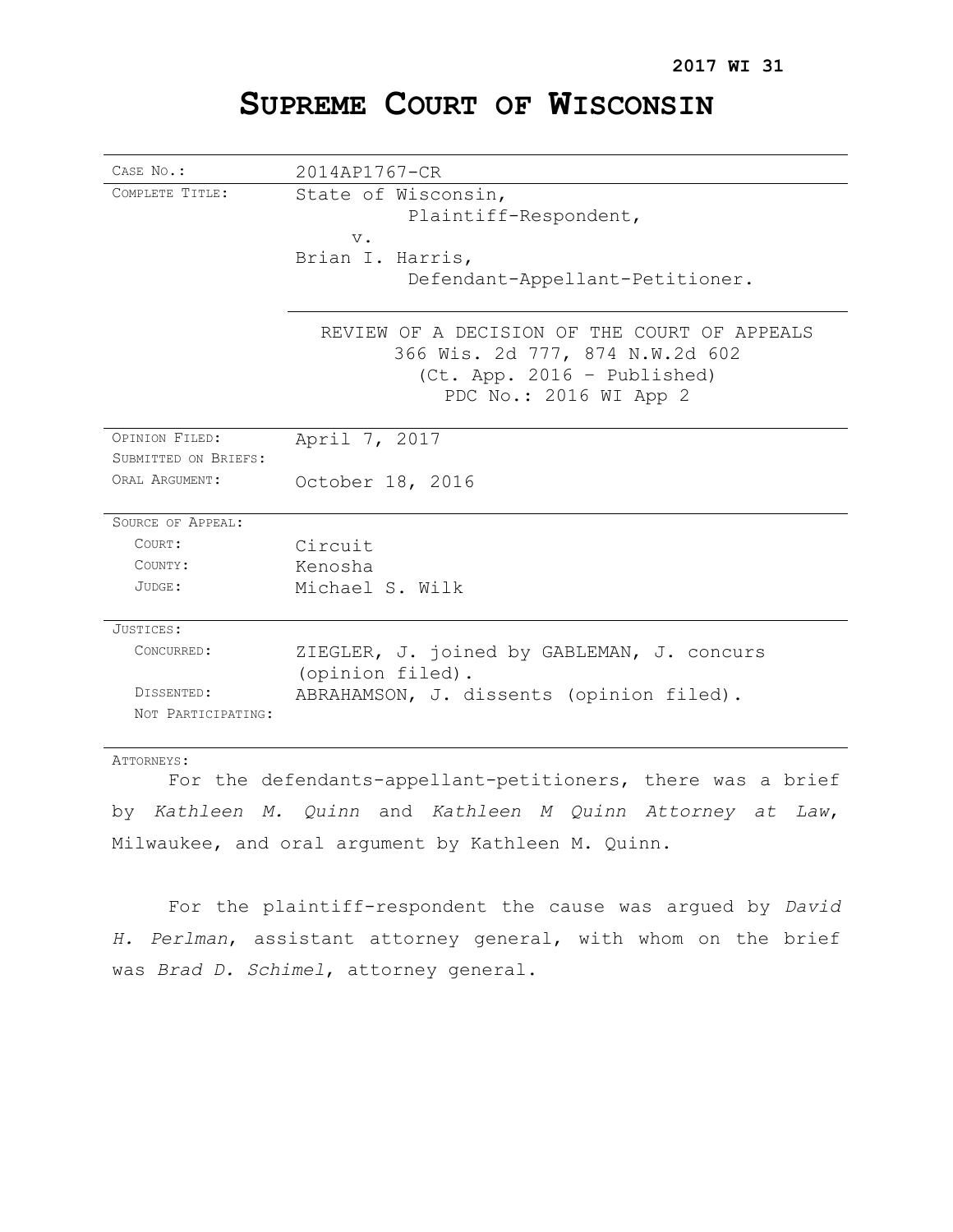**2017 WI 31**

# SUPREME COURT OF WISCONSIN

| | |
|---|---|
| CASE NO.: | 2014AP1767-CR |
| COMPLETE TITLE: | State of Wisconsin,<br>Plaintiff-Respondent,<br>v.<br>Brian I. Harris,<br>Defendant-Appellant-Petitioner. |
| | REVIEW OF A DECISION OF THE COURT OF APPEALS<br>366 Wis. 2d 777, 874 N.W.2d 602<br>(Ct. App. 2016 – Published)<br>PDC No.: 2016 WI App 2 |
| OPINION FILED: | April 7, 2017 |
| SUBMITTED ON BRIEFS: | |
| ORAL ARGUMENT: | October 18, 2016 |
| SOURCE OF APPEAL: | |
| COURT: | Circuit |
| COUNTY: | Kenosha |
| JUDGE: | Michael S. Wilk |
| JUSTICES: | |
| CONCURRED: | ZIEGLER, J. joined by GABLEMAN, J. concurs (opinion filed). |
| DISSENTED: | ABRAHAMSON, J. dissents (opinion filed). |
| NOT PARTICIPATING: | |

ATTORNEYS:

For the defendants-appellant-petitioners, there was a brief by *Kathleen M. Quinn* and *Kathleen M Quinn Attorney at Law*, Milwaukee, and oral argument by Kathleen M. Quinn.

For the plaintiff-respondent the cause was argued by *David H. Perlman*, assistant attorney general, with whom on the brief was *Brad D. Schimel*, attorney general.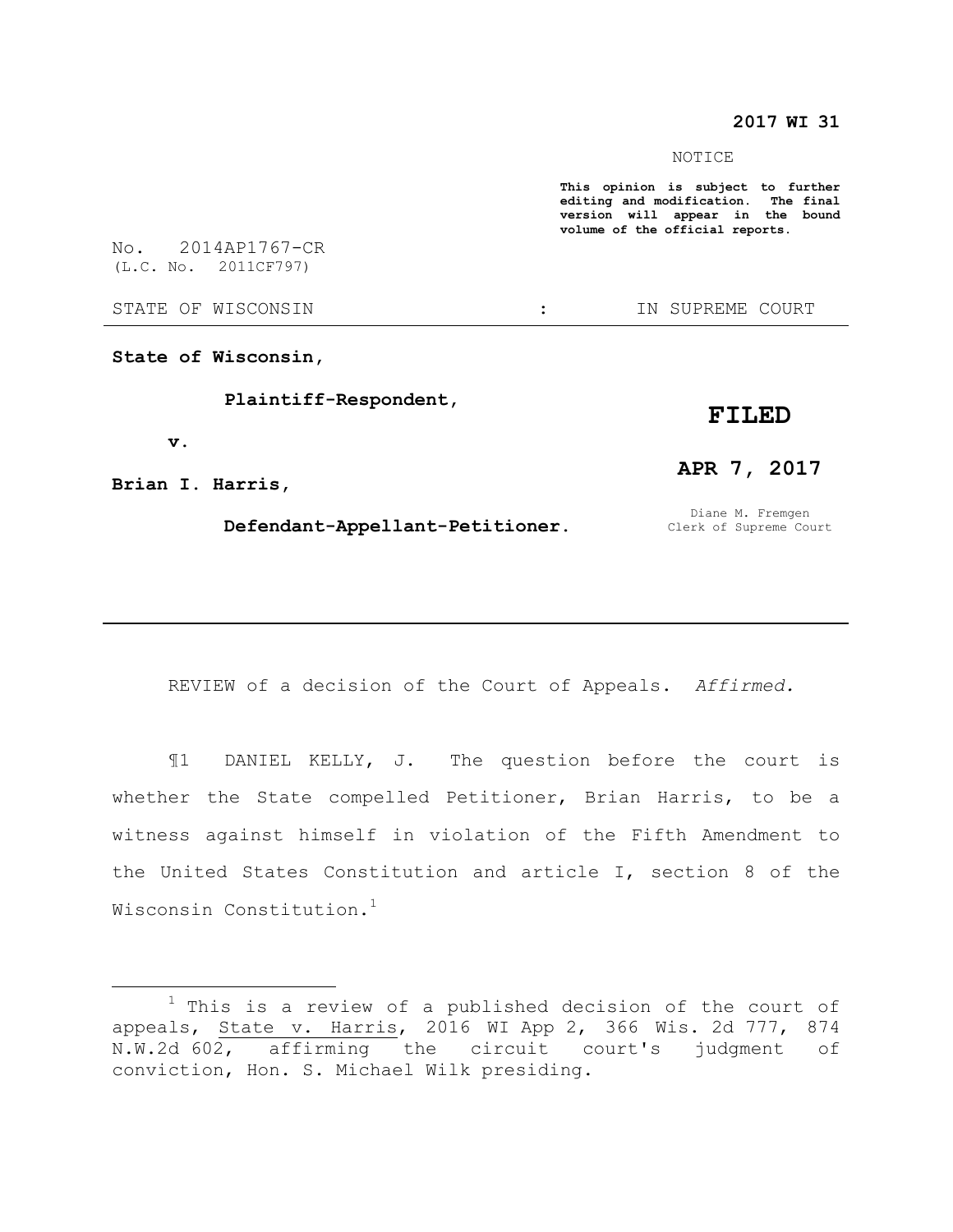**2017 WI 31**

NOTICE

**This opinion is subject to further editing and modification. The final version will appear in the bound volume of the official reports.**

No. 2014AP1767-CR
(L.C. No. 2011CF797)

STATE OF WISCONSIN : IN SUPREME COURT

**State of Wisconsin,**

**Plaintiff-Respondent,**

**v.**

**Brian I. Harris,**

**Defendant-Appellant-Petitioner.**

**FILED**

**APR 7, 2017**

Diane M. Fremgen
Clerk of Supreme Court

---

REVIEW of a decision of the Court of Appeals. *Affirmed.*

¶1 DANIEL KELLY, J. The question before the court is whether the State compelled Petitioner, Brian Harris, to be a witness against himself in violation of the Fifth Amendment to the United States Constitution and article I, section 8 of the Wisconsin Constitution.[1]

---

[1] This is a review of a published decision of the court of appeals, State v. Harris, 2016 WI App 2, 366 Wis. 2d 777, 874 N.W.2d 602, affirming the circuit court's judgment of conviction, Hon. S. Michael Wilk presiding.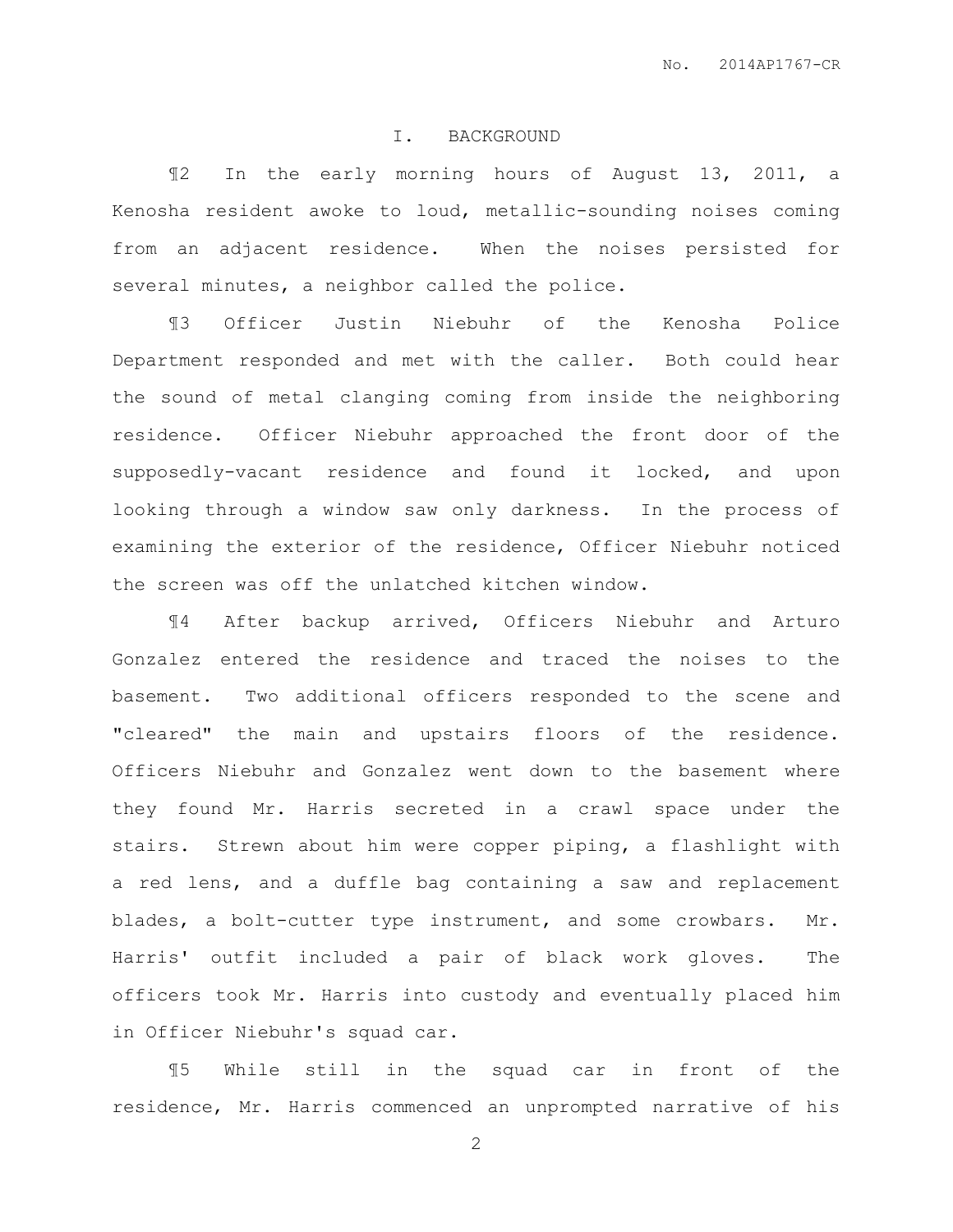## I. BACKGROUND

¶2 In the early morning hours of August 13, 2011, a Kenosha resident awoke to loud, metallic-sounding noises coming from an adjacent residence. When the noises persisted for several minutes, a neighbor called the police.

¶3 Officer Justin Niebuhr of the Kenosha Police Department responded and met with the caller. Both could hear the sound of metal clanging coming from inside the neighboring residence. Officer Niebuhr approached the front door of the supposedly-vacant residence and found it locked, and upon looking through a window saw only darkness. In the process of examining the exterior of the residence, Officer Niebuhr noticed the screen was off the unlatched kitchen window.

¶4 After backup arrived, Officers Niebuhr and Arturo Gonzalez entered the residence and traced the noises to the basement. Two additional officers responded to the scene and "cleared" the main and upstairs floors of the residence. Officers Niebuhr and Gonzalez went down to the basement where they found Mr. Harris secreted in a crawl space under the stairs. Strewn about him were copper piping, a flashlight with a red lens, and a duffle bag containing a saw and replacement blades, a bolt-cutter type instrument, and some crowbars. Mr. Harris' outfit included a pair of black work gloves. The officers took Mr. Harris into custody and eventually placed him in Officer Niebuhr's squad car.

¶5 While still in the squad car in front of the residence, Mr. Harris commenced an unprompted narrative of his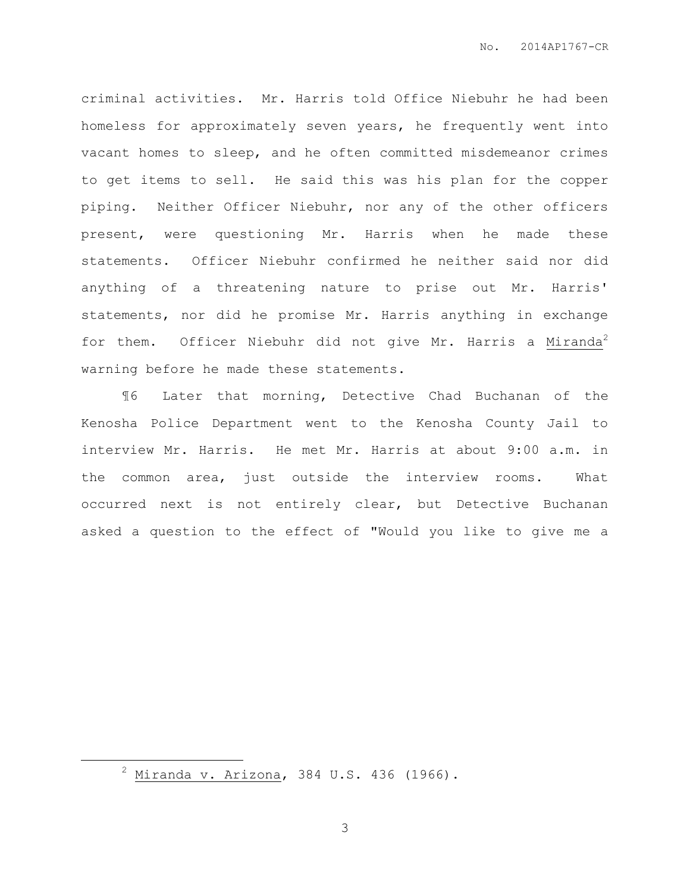criminal activities. Mr. Harris told Office Niebuhr he had been homeless for approximately seven years, he frequently went into vacant homes to sleep, and he often committed misdemeanor crimes to get items to sell. He said this was his plan for the copper piping. Neither Officer Niebuhr, nor any of the other officers present, were questioning Mr. Harris when he made these statements. Officer Niebuhr confirmed he neither said nor did anything of a threatening nature to prise out Mr. Harris' statements, nor did he promise Mr. Harris anything in exchange for them. Officer Niebuhr did not give Mr. Harris a Miranda[2] warning before he made these statements.

¶6 Later that morning, Detective Chad Buchanan of the Kenosha Police Department went to the Kenosha County Jail to interview Mr. Harris. He met Mr. Harris at about 9:00 a.m. in the common area, just outside the interview rooms. What occurred next is not entirely clear, but Detective Buchanan asked a question to the effect of "Would you like to give me a

---

[2] Miranda v. Arizona, 384 U.S. 436 (1966).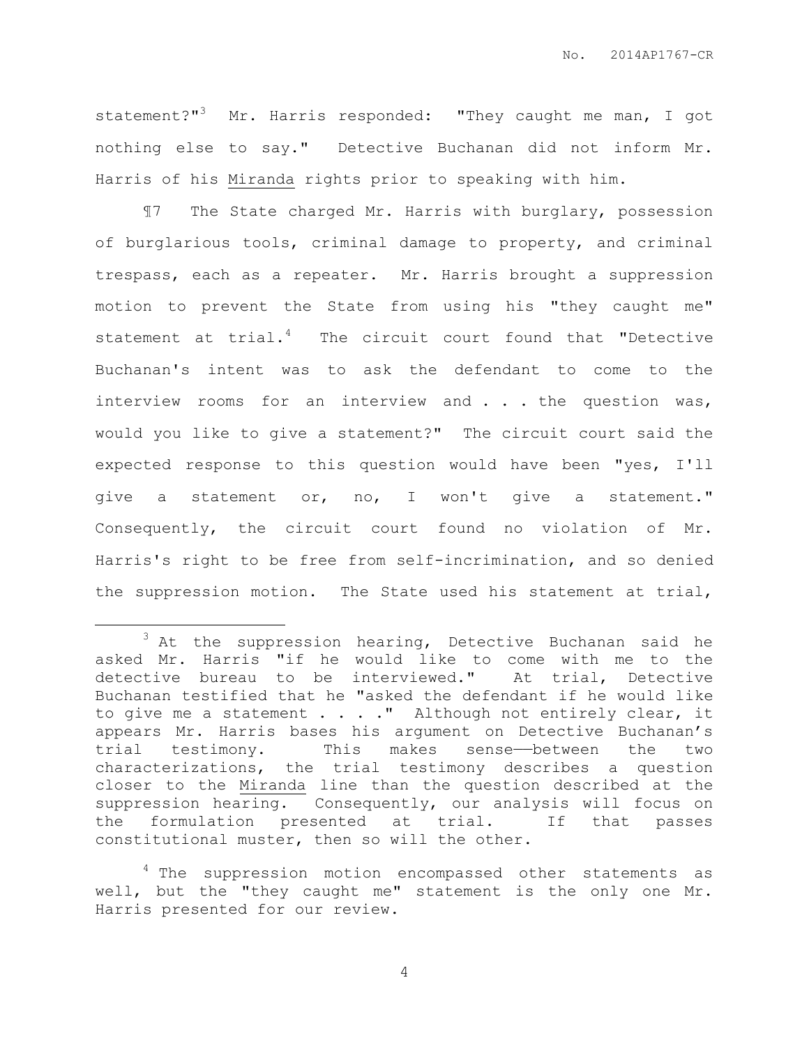statement?"[3] Mr. Harris responded: "They caught me man, I got nothing else to say." Detective Buchanan did not inform Mr. Harris of his Miranda rights prior to speaking with him.

¶7 The State charged Mr. Harris with burglary, possession of burglarious tools, criminal damage to property, and criminal trespass, each as a repeater. Mr. Harris brought a suppression motion to prevent the State from using his "they caught me" statement at trial.[4] The circuit court found that "Detective Buchanan's intent was to ask the defendant to come to the interview rooms for an interview and . . . the question was, would you like to give a statement?" The circuit court said the expected response to this question would have been "yes, I'll give a statement or, no, I won't give a statement." Consequently, the circuit court found no violation of Mr. Harris's right to be free from self-incrimination, and so denied the suppression motion. The State used his statement at trial,

---

[3] At the suppression hearing, Detective Buchanan said he asked Mr. Harris "if he would like to come with me to the detective bureau to be interviewed." At trial, Detective Buchanan testified that he "asked the defendant if he would like to give me a statement . . . ." Although not entirely clear, it appears Mr. Harris bases his argument on Detective Buchanan's trial testimony. This makes sense——between the two characterizations, the trial testimony describes a question closer to the Miranda line than the question described at the suppression hearing. Consequently, our analysis will focus on the formulation presented at trial. If that passes constitutional muster, then so will the other.

[4] The suppression motion encompassed other statements as well, but the "they caught me" statement is the only one Mr. Harris presented for our review.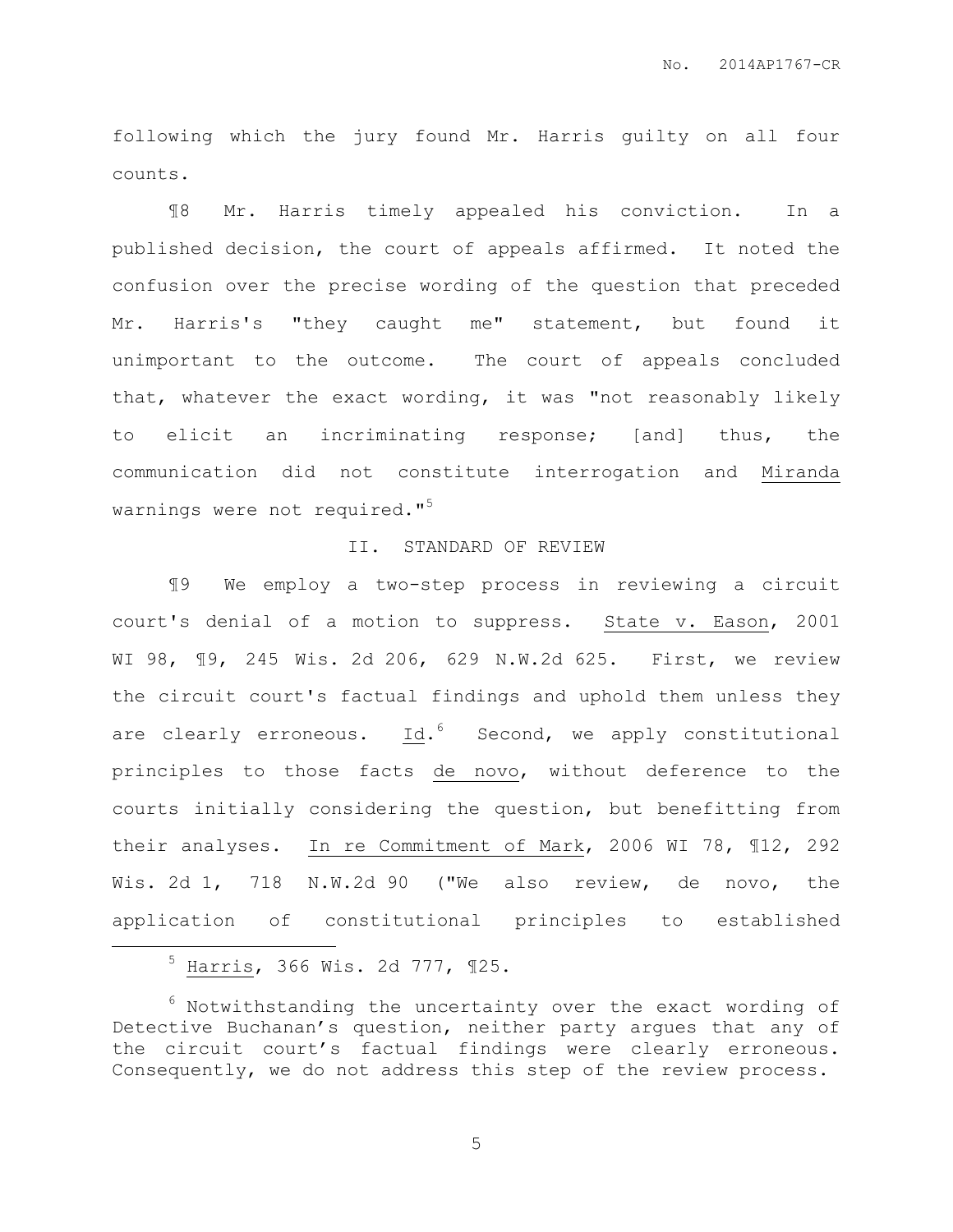following which the jury found Mr. Harris guilty on all four counts.

¶8 Mr. Harris timely appealed his conviction. In a published decision, the court of appeals affirmed. It noted the confusion over the precise wording of the question that preceded Mr. Harris's "they caught me" statement, but found it unimportant to the outcome. The court of appeals concluded that, whatever the exact wording, it was "not reasonably likely to elicit an incriminating response; [and] thus, the communication did not constitute interrogation and Miranda warnings were not required."[5]

## II. STANDARD OF REVIEW

¶9 We employ a two-step process in reviewing a circuit court's denial of a motion to suppress. State v. Eason, 2001 WI 98, ¶9, 245 Wis. 2d 206, 629 N.W.2d 625. First, we review the circuit court's factual findings and uphold them unless they are clearly erroneous. Id.[6] Second, we apply constitutional principles to those facts de novo, without deference to the courts initially considering the question, but benefitting from their analyses. In re Commitment of Mark, 2006 WI 78, ¶12, 292 Wis. 2d 1, 718 N.W.2d 90 ("We also review, de novo, the application of constitutional principles to established

---

[5] Harris, 366 Wis. 2d 777, ¶25.

[6] Notwithstanding the uncertainty over the exact wording of Detective Buchanan's question, neither party argues that any of the circuit court's factual findings were clearly erroneous. Consequently, we do not address this step of the review process.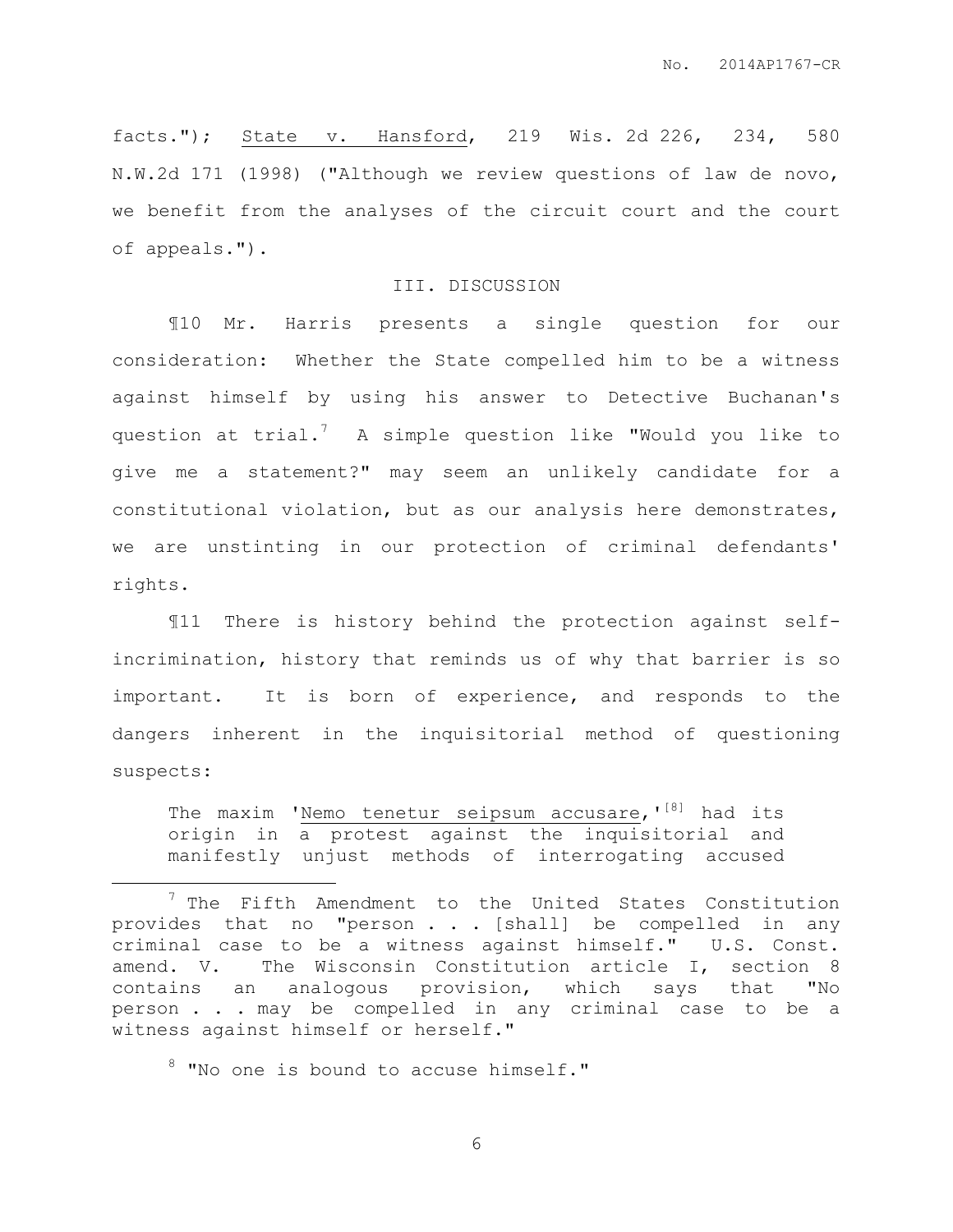facts."); State v. Hansford, 219 Wis. 2d 226, 234, 580 N.W.2d 171 (1998) ("Although we review questions of law de novo, we benefit from the analyses of the circuit court and the court of appeals.").

## III. DISCUSSION

¶10 Mr. Harris presents a single question for our consideration: Whether the State compelled him to be a witness against himself by using his answer to Detective Buchanan's question at trial.[7] A simple question like "Would you like to give me a statement?" may seem an unlikely candidate for a constitutional violation, but as our analysis here demonstrates, we are unstinting in our protection of criminal defendants' rights.

¶11 There is history behind the protection against self-incrimination, history that reminds us of why that barrier is so important. It is born of experience, and responds to the dangers inherent in the inquisitorial method of questioning suspects:

> The maxim 'Nemo tenetur seipsum accusare,'[8] had its origin in a protest against the inquisitorial and manifestly unjust methods of interrogating accused

---

[7] The Fifth Amendment to the United States Constitution provides that no "person . . . [shall] be compelled in any criminal case to be a witness against himself." U.S. Const. amend. V. The Wisconsin Constitution article I, section 8 contains an analogous provision, which says that "No person . . . may be compelled in any criminal case to be a witness against himself or herself."

[8] "No one is bound to accuse himself."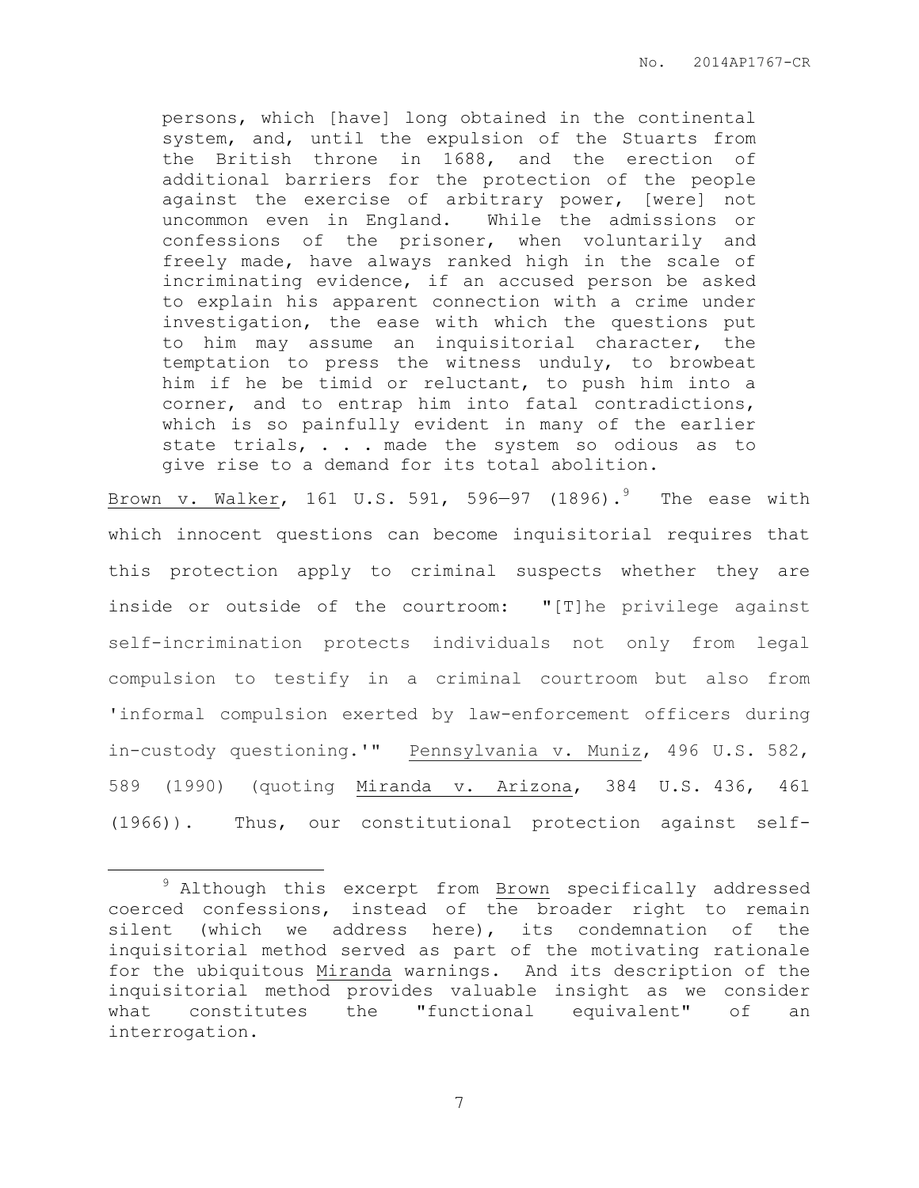> persons, which [have] long obtained in the continental system, and, until the expulsion of the Stuarts from the British throne in 1688, and the erection of additional barriers for the protection of the people against the exercise of arbitrary power, [were] not uncommon even in England. While the admissions or confessions of the prisoner, when voluntarily and freely made, have always ranked high in the scale of incriminating evidence, if an accused person be asked to explain his apparent connection with a crime under investigation, the ease with which the questions put to him may assume an inquisitorial character, the temptation to press the witness unduly, to browbeat him if he be timid or reluctant, to push him into a corner, and to entrap him into fatal contradictions, which is so painfully evident in many of the earlier state trials, . . . made the system so odious as to give rise to a demand for its total abolition.

Brown v. Walker, 161 U.S. 591, 596—97 (1896).[9] The ease with which innocent questions can become inquisitorial requires that this protection apply to criminal suspects whether they are inside or outside of the courtroom: "[T]he privilege against self-incrimination protects individuals not only from legal compulsion to testify in a criminal courtroom but also from 'informal compulsion exerted by law-enforcement officers during in-custody questioning.'" Pennsylvania v. Muniz, 496 U.S. 582, 589 (1990) (quoting Miranda v. Arizona, 384 U.S. 436, 461 (1966)). Thus, our constitutional protection against self-

---

[9] Although this excerpt from Brown specifically addressed coerced confessions, instead of the broader right to remain silent (which we address here), its condemnation of the inquisitorial method served as part of the motivating rationale for the ubiquitous Miranda warnings. And its description of the inquisitorial method provides valuable insight as we consider what constitutes the "functional equivalent" of an interrogation.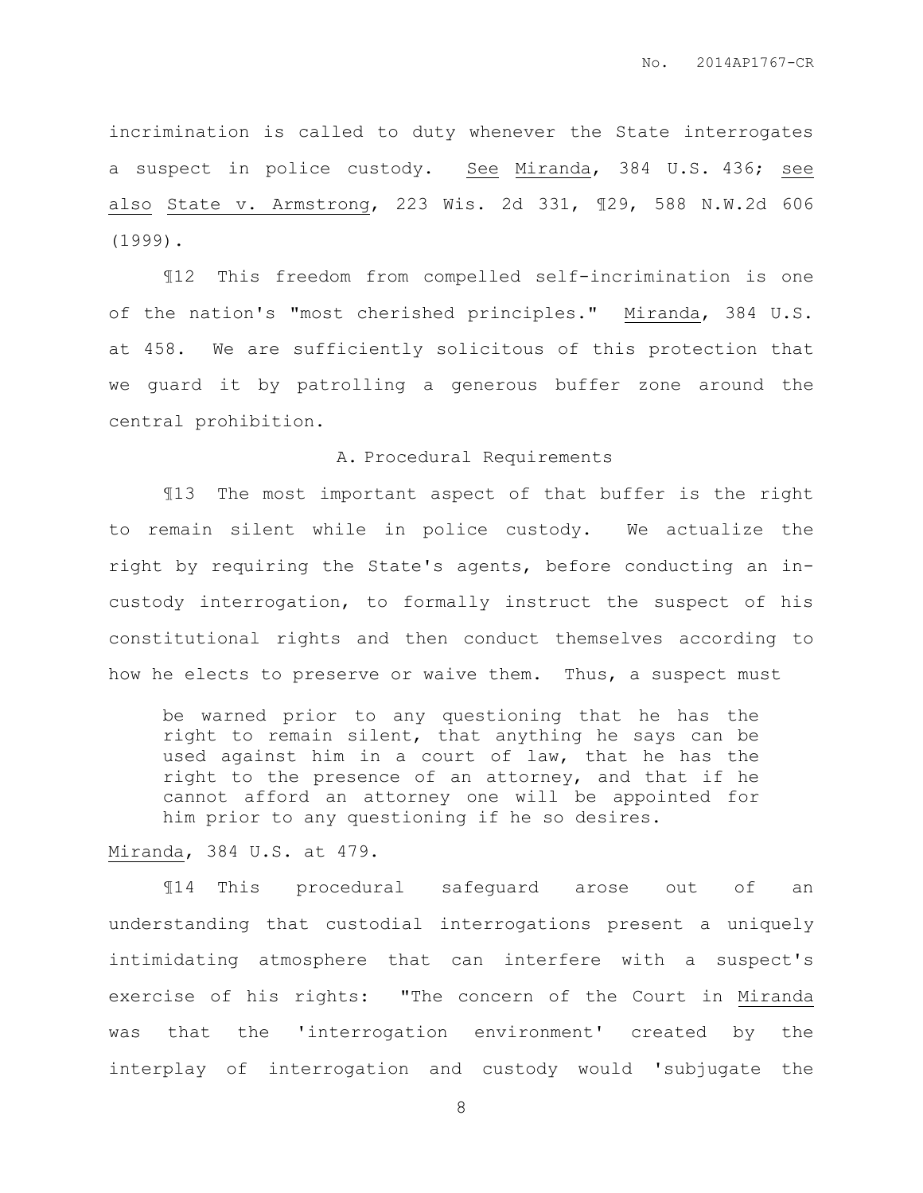incrimination is called to duty whenever the State interrogates a suspect in police custody. See Miranda, 384 U.S. 436; see also State v. Armstrong, 223 Wis. 2d 331, ¶29, 588 N.W.2d 606 (1999).

¶12 This freedom from compelled self-incrimination is one of the nation's "most cherished principles." Miranda, 384 U.S. at 458. We are sufficiently solicitous of this protection that we guard it by patrolling a generous buffer zone around the central prohibition.

### A. Procedural Requirements

¶13 The most important aspect of that buffer is the right to remain silent while in police custody. We actualize the right by requiring the State's agents, before conducting an in-custody interrogation, to formally instruct the suspect of his constitutional rights and then conduct themselves according to how he elects to preserve or waive them. Thus, a suspect must

> be warned prior to any questioning that he has the right to remain silent, that anything he says can be used against him in a court of law, that he has the right to the presence of an attorney, and that if he cannot afford an attorney one will be appointed for him prior to any questioning if he so desires.

Miranda, 384 U.S. at 479.

¶14 This procedural safeguard arose out of an understanding that custodial interrogations present a uniquely intimidating atmosphere that can interfere with a suspect's exercise of his rights: "The concern of the Court in Miranda was that the 'interrogation environment' created by the interplay of interrogation and custody would 'subjugate the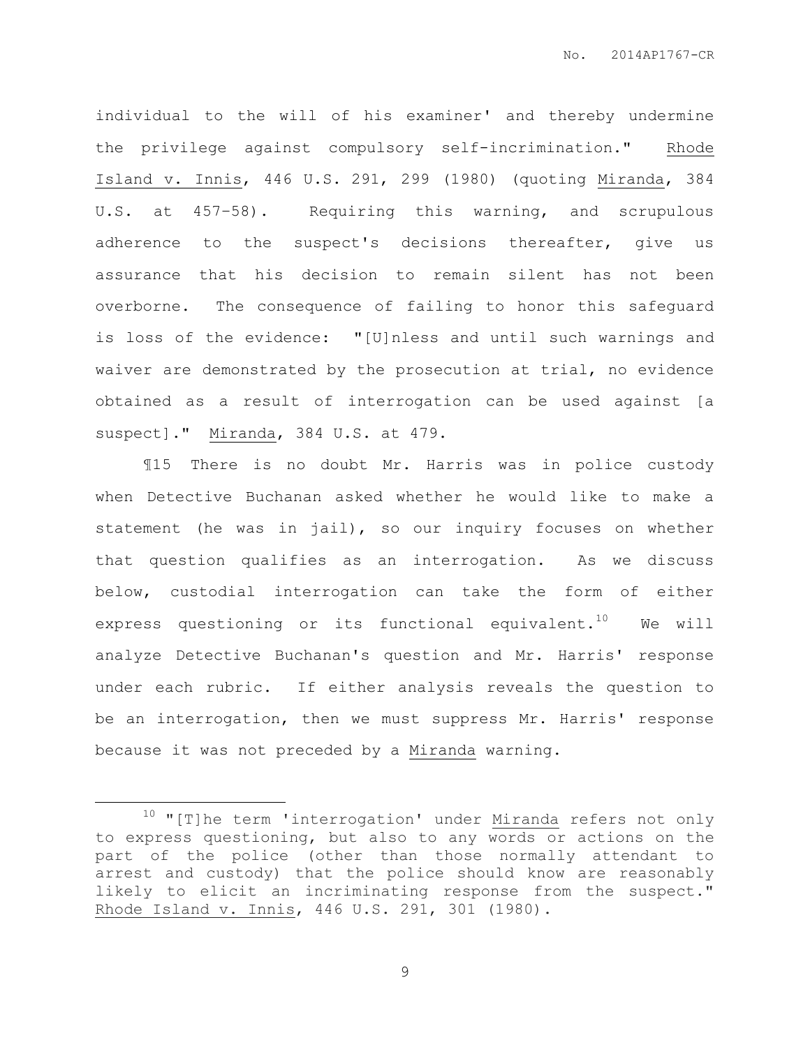individual to the will of his examiner' and thereby undermine the privilege against compulsory self-incrimination." Rhode Island v. Innis, 446 U.S. 291, 299 (1980) (quoting Miranda, 384 U.S. at 457–58). Requiring this warning, and scrupulous adherence to the suspect's decisions thereafter, give us assurance that his decision to remain silent has not been overborne. The consequence of failing to honor this safeguard is loss of the evidence: "[U]nless and until such warnings and waiver are demonstrated by the prosecution at trial, no evidence obtained as a result of interrogation can be used against [a suspect]." Miranda, 384 U.S. at 479.

¶15 There is no doubt Mr. Harris was in police custody when Detective Buchanan asked whether he would like to make a statement (he was in jail), so our inquiry focuses on whether that question qualifies as an interrogation. As we discuss below, custodial interrogation can take the form of either express questioning or its functional equivalent.[10] We will analyze Detective Buchanan's question and Mr. Harris' response under each rubric. If either analysis reveals the question to be an interrogation, then we must suppress Mr. Harris' response because it was not preceded by a Miranda warning.

---

[10] "[T]he term 'interrogation' under Miranda refers not only to express questioning, but also to any words or actions on the part of the police (other than those normally attendant to arrest and custody) that the police should know are reasonably likely to elicit an incriminating response from the suspect." Rhode Island v. Innis, 446 U.S. 291, 301 (1980).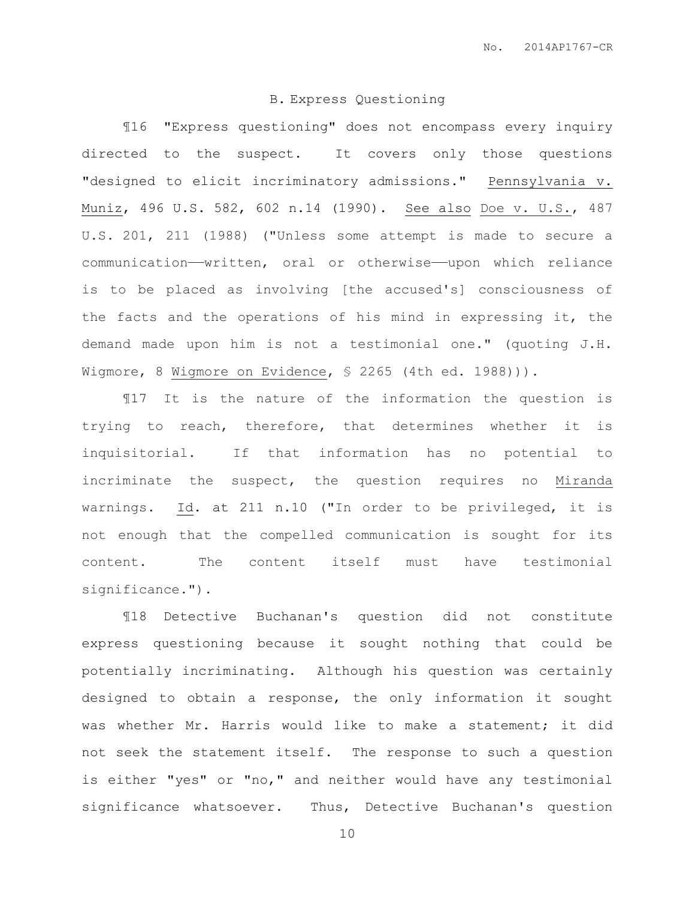### B. Express Questioning

¶16 "Express questioning" does not encompass every inquiry directed to the suspect. It covers only those questions "designed to elicit incriminatory admissions." <u>Pennsylvania v. Muniz</u>, 496 U.S. 582, 602 n.14 (1990). <u>See also</u> <u>Doe v. U.S.</u>, 487 U.S. 201, 211 (1988) ("Unless some attempt is made to secure a communication——written, oral or otherwise——upon which reliance is to be placed as involving [the accused's] consciousness of the facts and the operations of his mind in expressing it, the demand made upon him is not a testimonial one." (quoting J.H. Wigmore, 8 <u>Wigmore on Evidence</u>, § 2265 (4th ed. 1988))).

¶17 It is the nature of the information the question is trying to reach, therefore, that determines whether it is inquisitorial. If that information has no potential to incriminate the suspect, the question requires no <u>Miranda</u> warnings. <u>Id</u>. at 211 n.10 ("In order to be privileged, it is not enough that the compelled communication is sought for its content. The content itself must have testimonial significance.").

¶18 Detective Buchanan's question did not constitute express questioning because it sought nothing that could be potentially incriminating. Although his question was certainly designed to obtain a response, the only information it sought was whether Mr. Harris would like to make a statement; it did not seek the statement itself. The response to such a question is either "yes" or "no," and neither would have any testimonial significance whatsoever. Thus, Detective Buchanan's question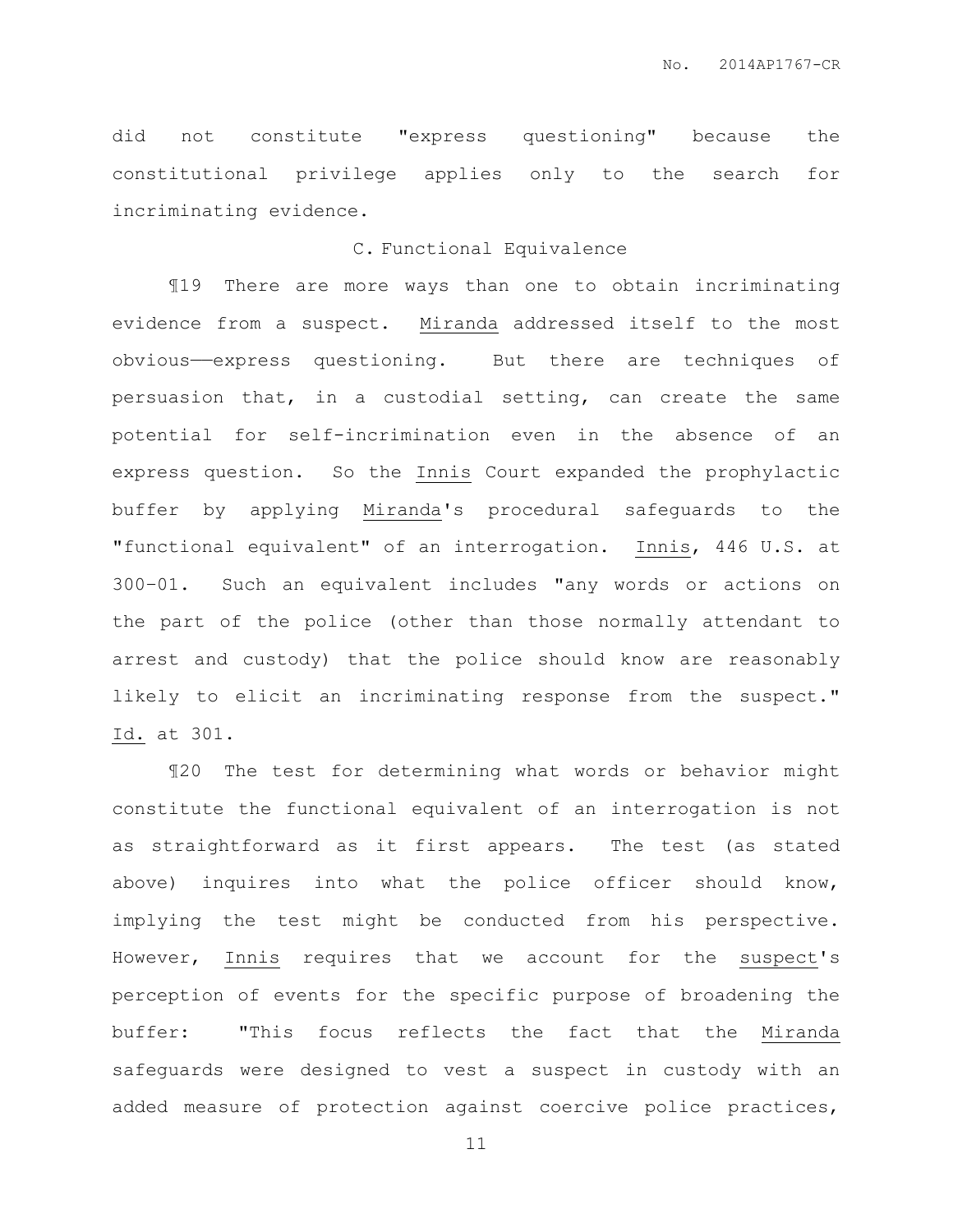did not constitute "express questioning" because the constitutional privilege applies only to the search for incriminating evidence.

### C. Functional Equivalence

¶19 There are more ways than one to obtain incriminating evidence from a suspect. Miranda addressed itself to the most obvious——express questioning. But there are techniques of persuasion that, in a custodial setting, can create the same potential for self-incrimination even in the absence of an express question. So the Innis Court expanded the prophylactic buffer by applying Miranda's procedural safeguards to the "functional equivalent" of an interrogation. Innis, 446 U.S. at 300-01. Such an equivalent includes "any words or actions on the part of the police (other than those normally attendant to arrest and custody) that the police should know are reasonably likely to elicit an incriminating response from the suspect." Id. at 301.

¶20 The test for determining what words or behavior might constitute the functional equivalent of an interrogation is not as straightforward as it first appears. The test (as stated above) inquires into what the police officer should know, implying the test might be conducted from his perspective. However, Innis requires that we account for the suspect's perception of events for the specific purpose of broadening the buffer: "This focus reflects the fact that the Miranda safeguards were designed to vest a suspect in custody with an added measure of protection against coercive police practices,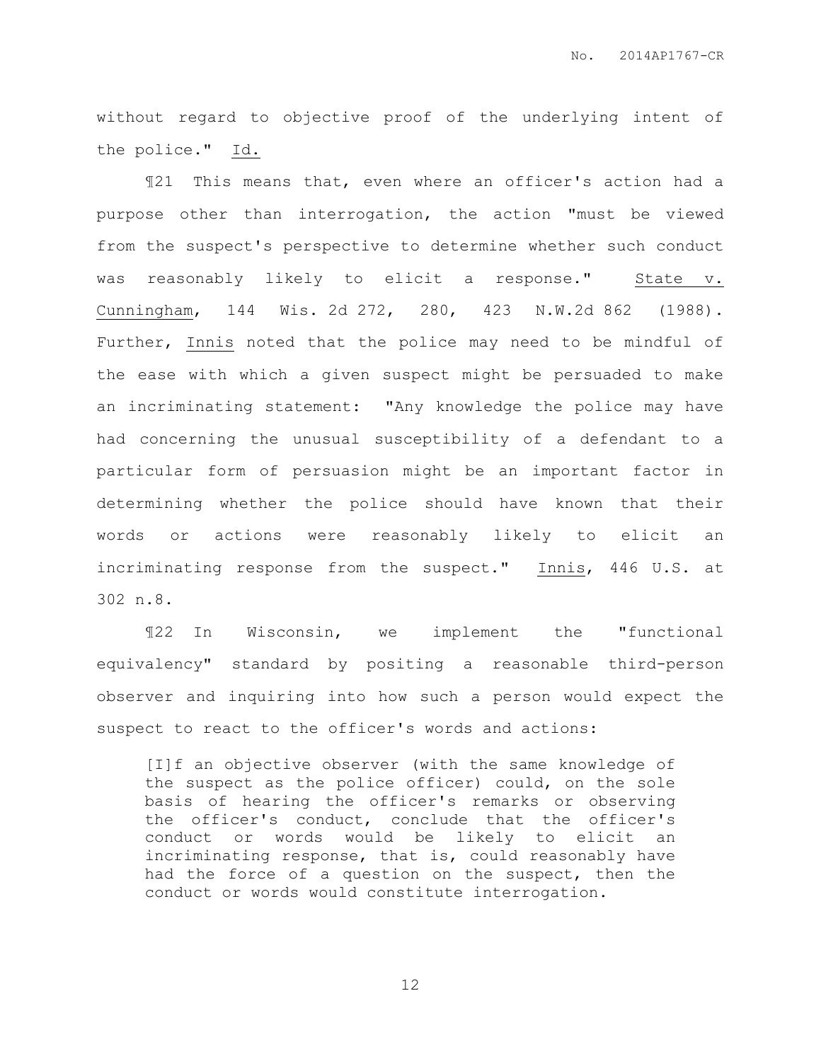without regard to objective proof of the underlying intent of the police." Id.

¶21 This means that, even where an officer's action had a purpose other than interrogation, the action "must be viewed from the suspect's perspective to determine whether such conduct was reasonably likely to elicit a response." State v. Cunningham, 144 Wis. 2d 272, 280, 423 N.W.2d 862 (1988). Further, Innis noted that the police may need to be mindful of the ease with which a given suspect might be persuaded to make an incriminating statement: "Any knowledge the police may have had concerning the unusual susceptibility of a defendant to a particular form of persuasion might be an important factor in determining whether the police should have known that their words or actions were reasonably likely to elicit an incriminating response from the suspect." Innis, 446 U.S. at 302 n.8.

¶22 In Wisconsin, we implement the "functional equivalency" standard by positing a reasonable third-person observer and inquiring into how such a person would expect the suspect to react to the officer's words and actions:

> [I]f an objective observer (with the same knowledge of the suspect as the police officer) could, on the sole basis of hearing the officer's remarks or observing the officer's conduct, conclude that the officer's conduct or words would be likely to elicit an incriminating response, that is, could reasonably have had the force of a question on the suspect, then the conduct or words would constitute interrogation.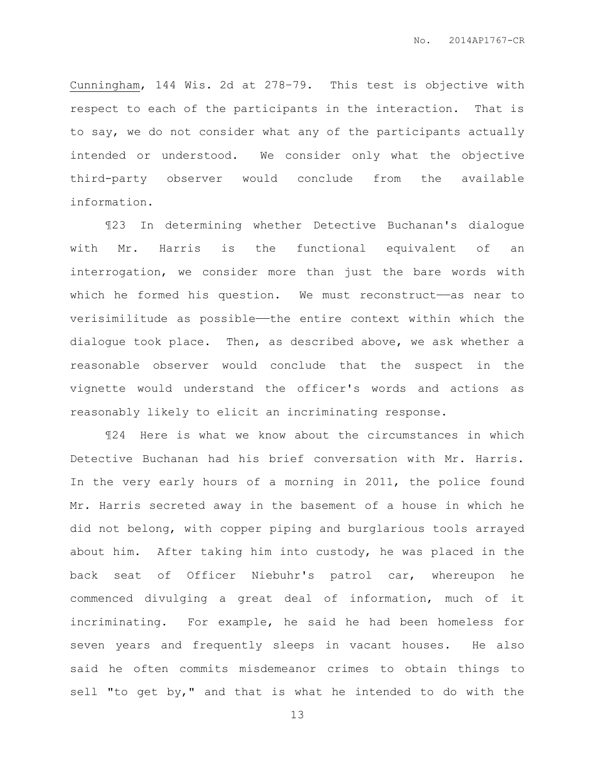Cunningham, 144 Wis. 2d at 278–79. This test is objective with respect to each of the participants in the interaction. That is to say, we do not consider what any of the participants actually intended or understood. We consider only what the objective third-party observer would conclude from the available information.

¶23 In determining whether Detective Buchanan's dialogue with Mr. Harris is the functional equivalent of an interrogation, we consider more than just the bare words with which he formed his question. We must reconstruct——as near to verisimilitude as possible——the entire context within which the dialogue took place. Then, as described above, we ask whether a reasonable observer would conclude that the suspect in the vignette would understand the officer's words and actions as reasonably likely to elicit an incriminating response.

¶24 Here is what we know about the circumstances in which Detective Buchanan had his brief conversation with Mr. Harris. In the very early hours of a morning in 2011, the police found Mr. Harris secreted away in the basement of a house in which he did not belong, with copper piping and burglarious tools arrayed about him. After taking him into custody, he was placed in the back seat of Officer Niebuhr's patrol car, whereupon he commenced divulging a great deal of information, much of it incriminating. For example, he said he had been homeless for seven years and frequently sleeps in vacant houses. He also said he often commits misdemeanor crimes to obtain things to sell "to get by," and that is what he intended to do with the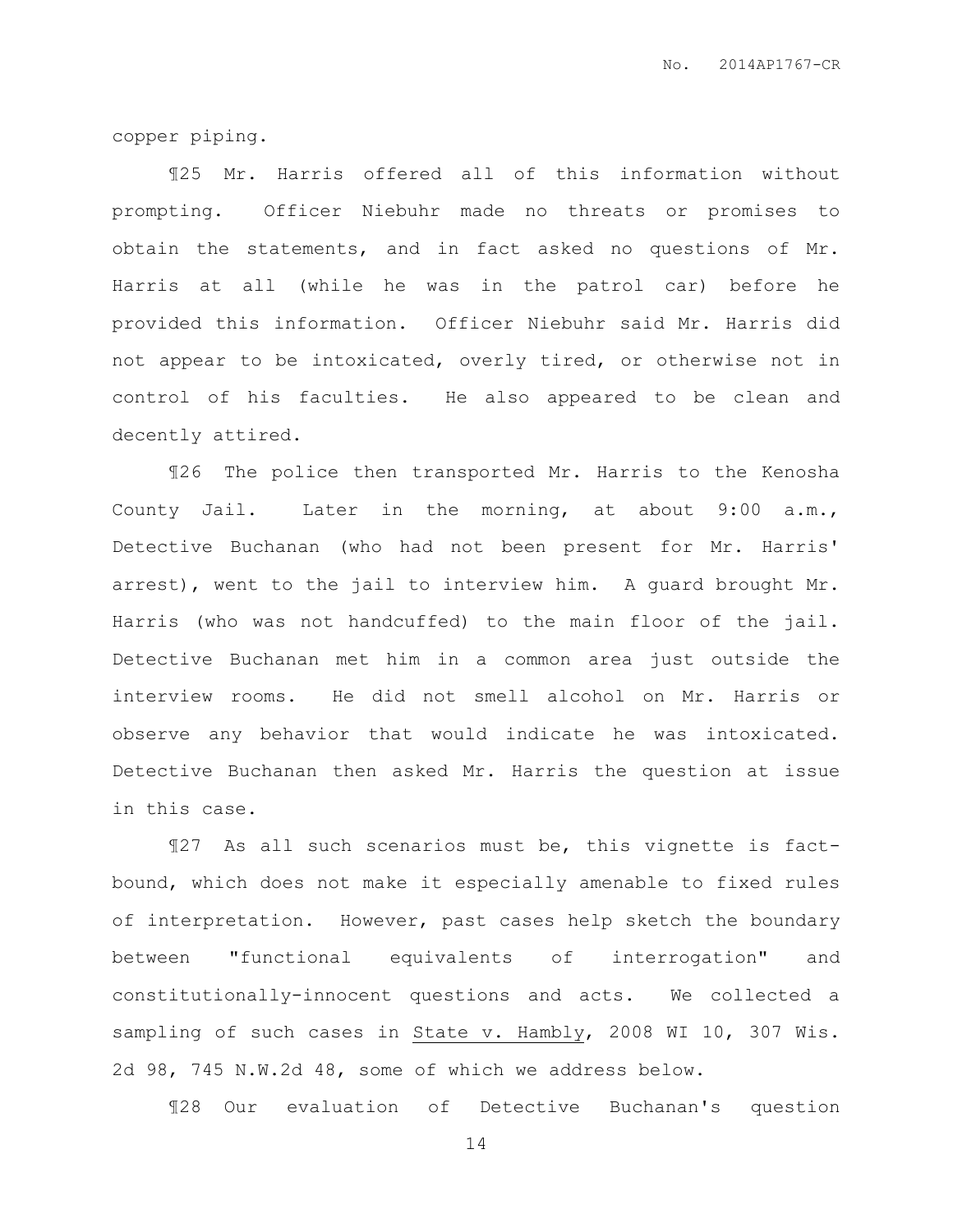copper piping.

¶25 Mr. Harris offered all of this information without prompting. Officer Niebuhr made no threats or promises to obtain the statements, and in fact asked no questions of Mr. Harris at all (while he was in the patrol car) before he provided this information. Officer Niebuhr said Mr. Harris did not appear to be intoxicated, overly tired, or otherwise not in control of his faculties. He also appeared to be clean and decently attired.

¶26 The police then transported Mr. Harris to the Kenosha County Jail. Later in the morning, at about 9:00 a.m., Detective Buchanan (who had not been present for Mr. Harris' arrest), went to the jail to interview him. A guard brought Mr. Harris (who was not handcuffed) to the main floor of the jail. Detective Buchanan met him in a common area just outside the interview rooms. He did not smell alcohol on Mr. Harris or observe any behavior that would indicate he was intoxicated. Detective Buchanan then asked Mr. Harris the question at issue in this case.

¶27 As all such scenarios must be, this vignette is fact-bound, which does not make it especially amenable to fixed rules of interpretation. However, past cases help sketch the boundary between "functional equivalents of interrogation" and constitutionally-innocent questions and acts. We collected a sampling of such cases in State v. Hambly, 2008 WI 10, 307 Wis. 2d 98, 745 N.W.2d 48, some of which we address below.

¶28 Our evaluation of Detective Buchanan's question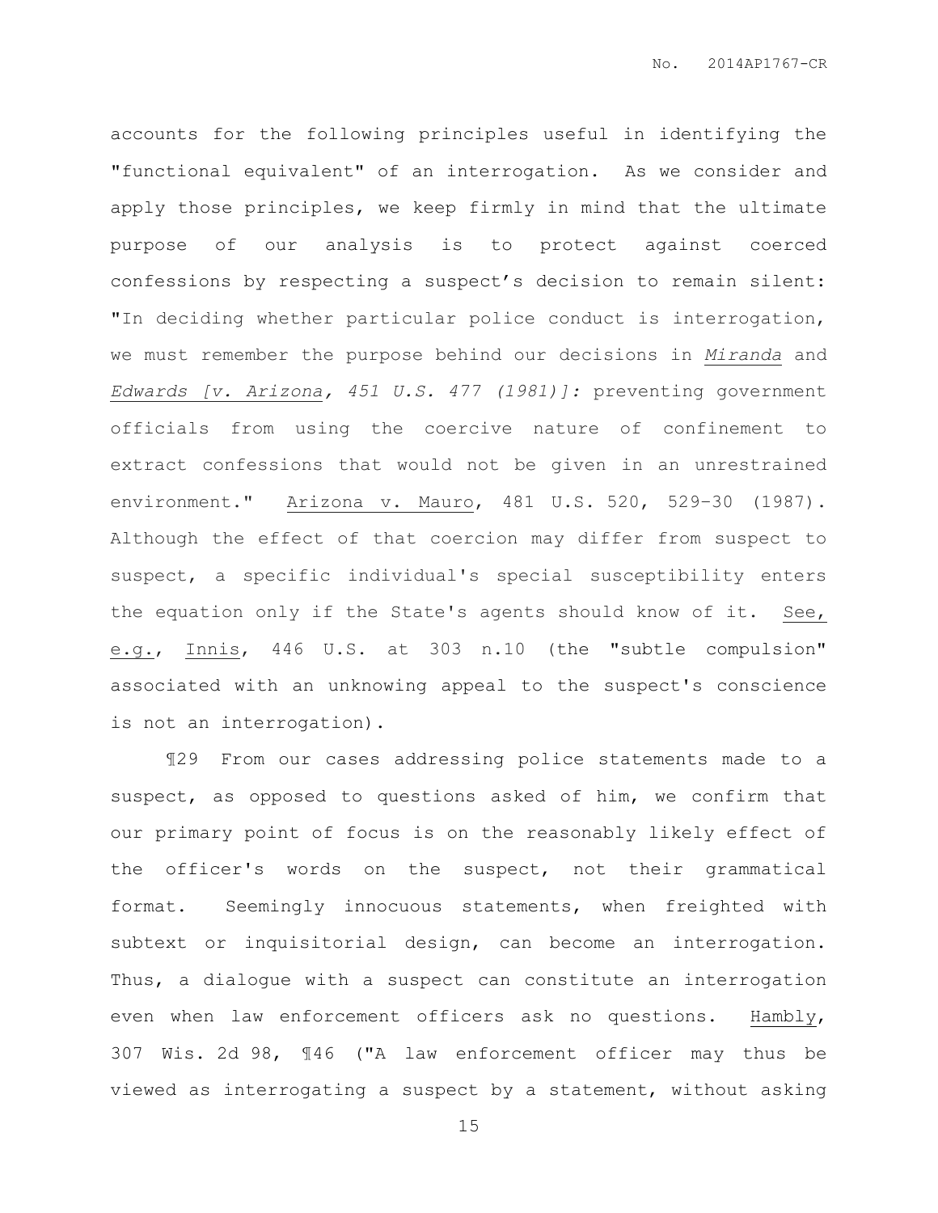accounts for the following principles useful in identifying the "functional equivalent" of an interrogation. As we consider and apply those principles, we keep firmly in mind that the ultimate purpose of our analysis is to protect against coerced confessions by respecting a suspect's decision to remain silent: "In deciding whether particular police conduct is interrogation, we must remember the purpose behind our decisions in *Miranda* and *Edwards [v. Arizona, 451 U.S. 477 (1981)]:* preventing government officials from using the coercive nature of confinement to extract confessions that would not be given in an unrestrained environment." Arizona v. Mauro, 481 U.S. 520, 529–30 (1987). Although the effect of that coercion may differ from suspect to suspect, a specific individual's special susceptibility enters the equation only if the State's agents should know of it. See, e.g., Innis, 446 U.S. at 303 n.10 (the "subtle compulsion" associated with an unknowing appeal to the suspect's conscience is not an interrogation).

¶29 From our cases addressing police statements made to a suspect, as opposed to questions asked of him, we confirm that our primary point of focus is on the reasonably likely effect of the officer's words on the suspect, not their grammatical format. Seemingly innocuous statements, when freighted with subtext or inquisitorial design, can become an interrogation. Thus, a dialogue with a suspect can constitute an interrogation even when law enforcement officers ask no questions. Hambly, 307 Wis. 2d 98, ¶46 ("A law enforcement officer may thus be viewed as interrogating a suspect by a statement, without asking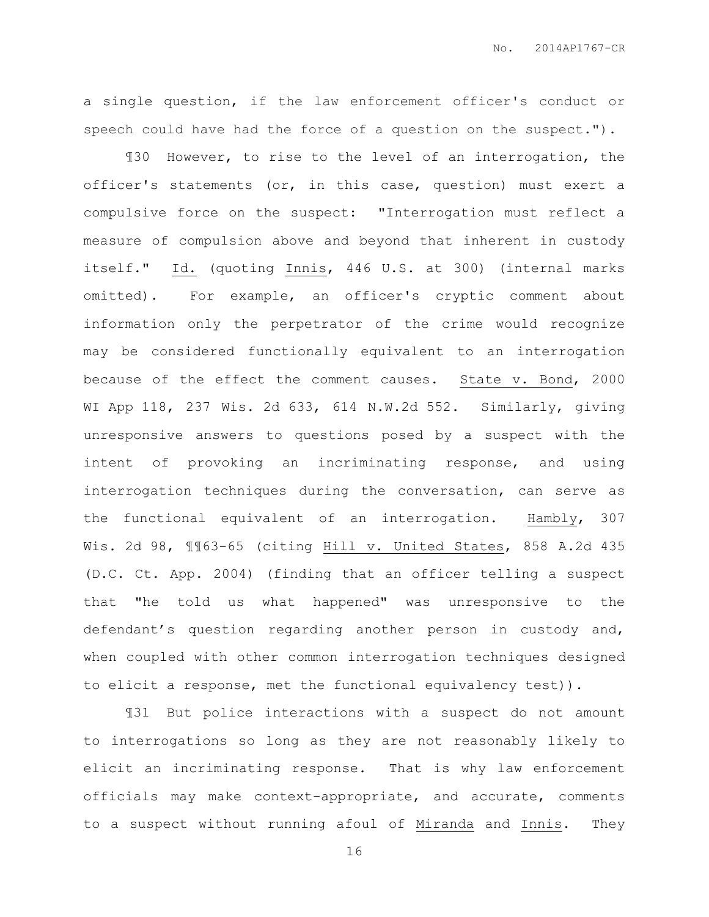a single question, if the law enforcement officer's conduct or speech could have had the force of a question on the suspect.").

¶30 However, to rise to the level of an interrogation, the officer's statements (or, in this case, question) must exert a compulsive force on the suspect: "Interrogation must reflect a measure of compulsion above and beyond that inherent in custody itself." Id. (quoting Innis, 446 U.S. at 300) (internal marks omitted). For example, an officer's cryptic comment about information only the perpetrator of the crime would recognize may be considered functionally equivalent to an interrogation because of the effect the comment causes. State v. Bond, 2000 WI App 118, 237 Wis. 2d 633, 614 N.W.2d 552. Similarly, giving unresponsive answers to questions posed by a suspect with the intent of provoking an incriminating response, and using interrogation techniques during the conversation, can serve as the functional equivalent of an interrogation. Hambly, 307 Wis. 2d 98, ¶¶63-65 (citing Hill v. United States, 858 A.2d 435 (D.C. Ct. App. 2004) (finding that an officer telling a suspect that "he told us what happened" was unresponsive to the defendant's question regarding another person in custody and, when coupled with other common interrogation techniques designed to elicit a response, met the functional equivalency test)).

¶31 But police interactions with a suspect do not amount to interrogations so long as they are not reasonably likely to elicit an incriminating response. That is why law enforcement officials may make context-appropriate, and accurate, comments to a suspect without running afoul of Miranda and Innis. They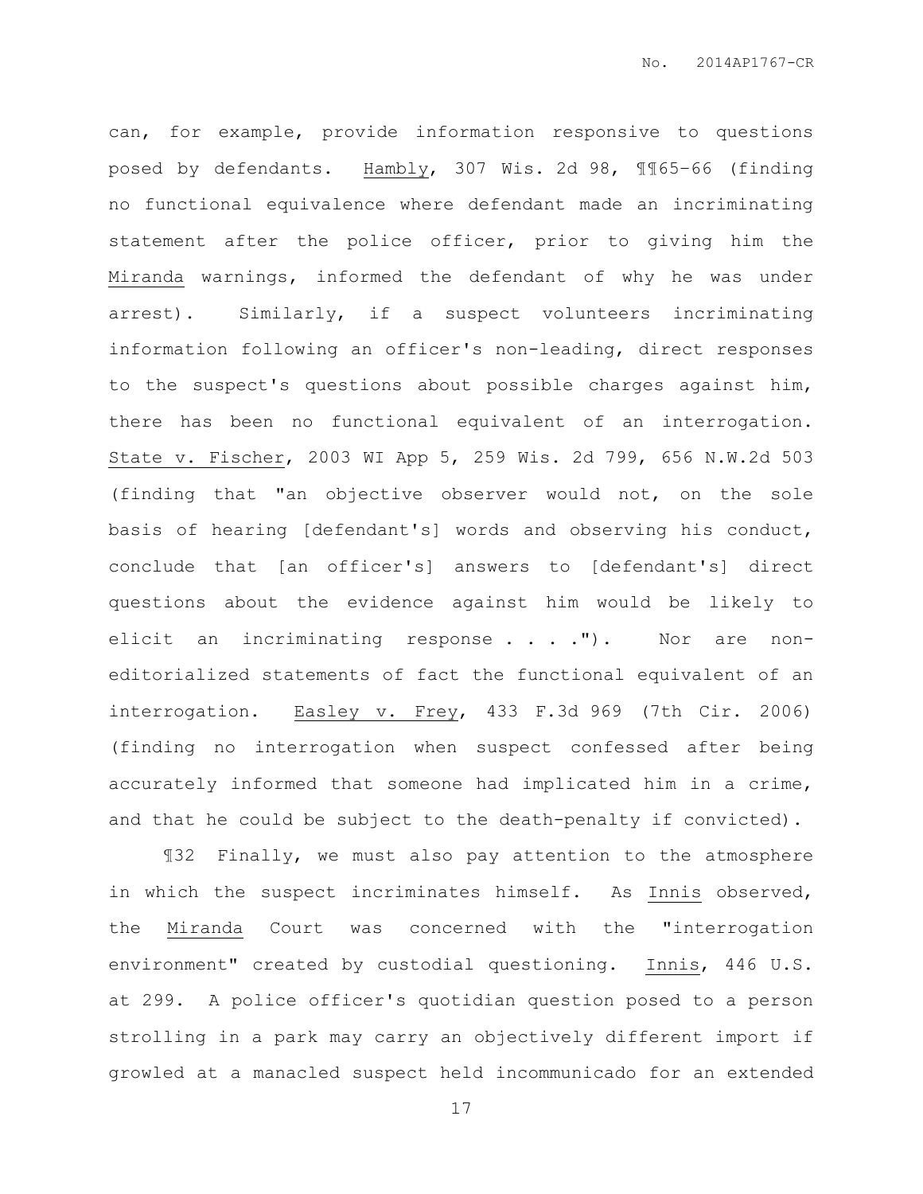can, for example, provide information responsive to questions posed by defendants. Hambly, 307 Wis. 2d 98, ¶¶65–66 (finding no functional equivalence where defendant made an incriminating statement after the police officer, prior to giving him the Miranda warnings, informed the defendant of why he was under arrest). Similarly, if a suspect volunteers incriminating information following an officer's non-leading, direct responses to the suspect's questions about possible charges against him, there has been no functional equivalent of an interrogation. State v. Fischer, 2003 WI App 5, 259 Wis. 2d 799, 656 N.W.2d 503 (finding that "an objective observer would not, on the sole basis of hearing [defendant's] words and observing his conduct, conclude that [an officer's] answers to [defendant's] direct questions about the evidence against him would be likely to elicit an incriminating response . . . ."). Nor are non-editorialized statements of fact the functional equivalent of an interrogation. Easley v. Frey, 433 F.3d 969 (7th Cir. 2006) (finding no interrogation when suspect confessed after being accurately informed that someone had implicated him in a crime, and that he could be subject to the death-penalty if convicted).

¶32 Finally, we must also pay attention to the atmosphere in which the suspect incriminates himself. As Innis observed, the Miranda Court was concerned with the "interrogation environment" created by custodial questioning. Innis, 446 U.S. at 299. A police officer's quotidian question posed to a person strolling in a park may carry an objectively different import if growled at a manacled suspect held incommunicado for an extended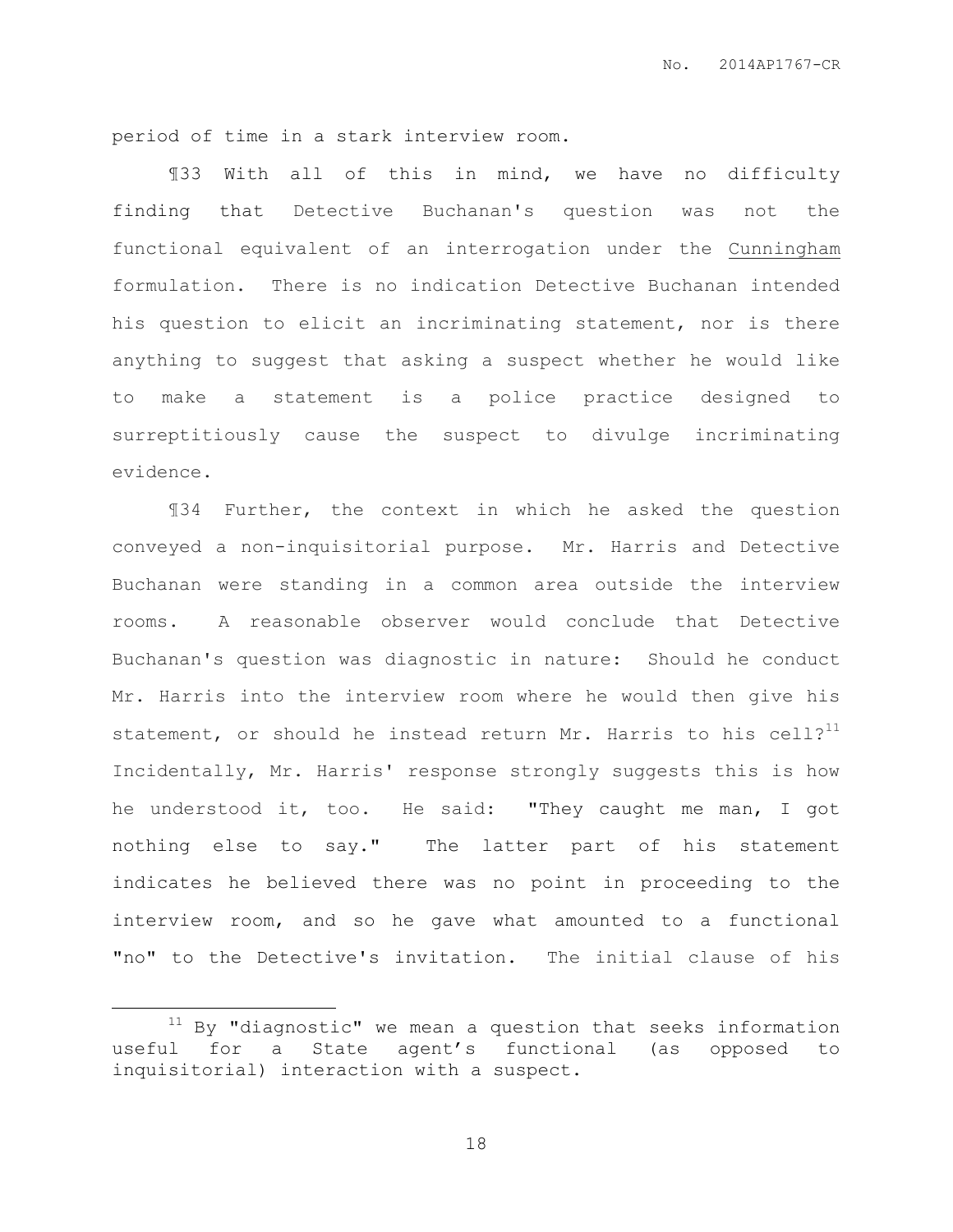period of time in a stark interview room.

¶33 With all of this in mind, we have no difficulty finding that Detective Buchanan's question was not the functional equivalent of an interrogation under the Cunningham formulation. There is no indication Detective Buchanan intended his question to elicit an incriminating statement, nor is there anything to suggest that asking a suspect whether he would like to make a statement is a police practice designed to surreptitiously cause the suspect to divulge incriminating evidence.

¶34 Further, the context in which he asked the question conveyed a non-inquisitorial purpose. Mr. Harris and Detective Buchanan were standing in a common area outside the interview rooms. A reasonable observer would conclude that Detective Buchanan's question was diagnostic in nature: Should he conduct Mr. Harris into the interview room where he would then give his statement, or should he instead return Mr. Harris to his cell?[11] Incidentally, Mr. Harris' response strongly suggests this is how he understood it, too. He said: "They caught me man, I got nothing else to say." The latter part of his statement indicates he believed there was no point in proceeding to the interview room, and so he gave what amounted to a functional "no" to the Detective's invitation. The initial clause of his

---

[11] By "diagnostic" we mean a question that seeks information useful for a State agent's functional (as opposed to inquisitorial) interaction with a suspect.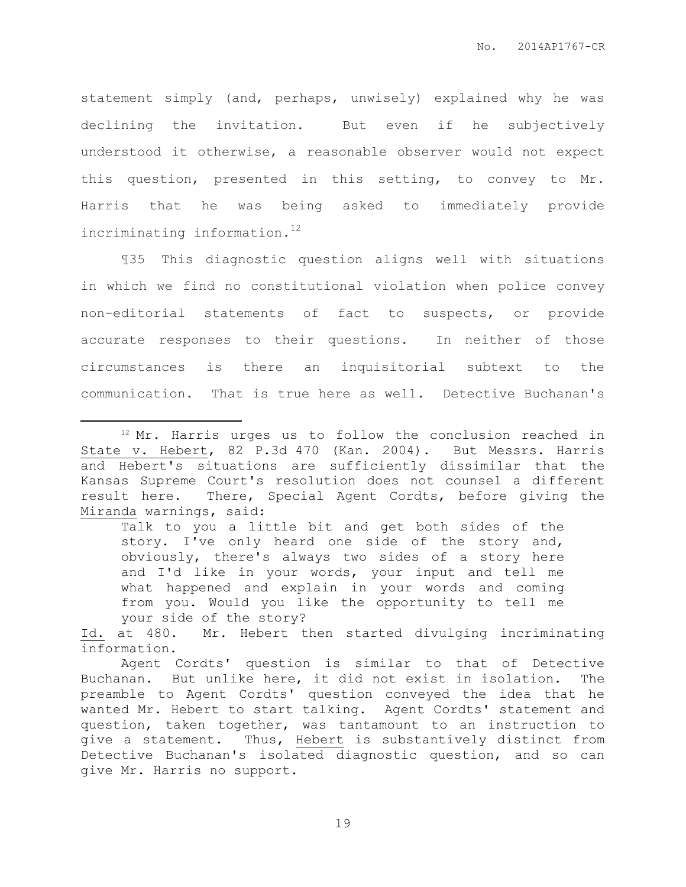statement simply (and, perhaps, unwisely) explained why he was declining the invitation. But even if he subjectively understood it otherwise, a reasonable observer would not expect this question, presented in this setting, to convey to Mr. Harris that he was being asked to immediately provide incriminating information.[12]

¶35 This diagnostic question aligns well with situations in which we find no constitutional violation when police convey non-editorial statements of fact to suspects, or provide accurate responses to their questions. In neither of those circumstances is there an inquisitorial subtext to the communication. That is true here as well. Detective Buchanan's

---

[12] Mr. Harris urges us to follow the conclusion reached in State v. Hebert, 82 P.3d 470 (Kan. 2004). But Messrs. Harris and Hebert's situations are sufficiently dissimilar that the Kansas Supreme Court's resolution does not counsel a different result here. There, Special Agent Cordts, before giving the Miranda warnings, said:

> Talk to you a little bit and get both sides of the story. I've only heard one side of the story and, obviously, there's always two sides of a story here and I'd like in your words, your input and tell me what happened and explain in your words and coming from you. Would you like the opportunity to tell me your side of the story?

Id. at 480. Mr. Hebert then started divulging incriminating information.

Agent Cordts' question is similar to that of Detective Buchanan. But unlike here, it did not exist in isolation. The preamble to Agent Cordts' question conveyed the idea that he wanted Mr. Hebert to start talking. Agent Cordts' statement and question, taken together, was tantamount to an instruction to give a statement. Thus, Hebert is substantively distinct from Detective Buchanan's isolated diagnostic question, and so can give Mr. Harris no support.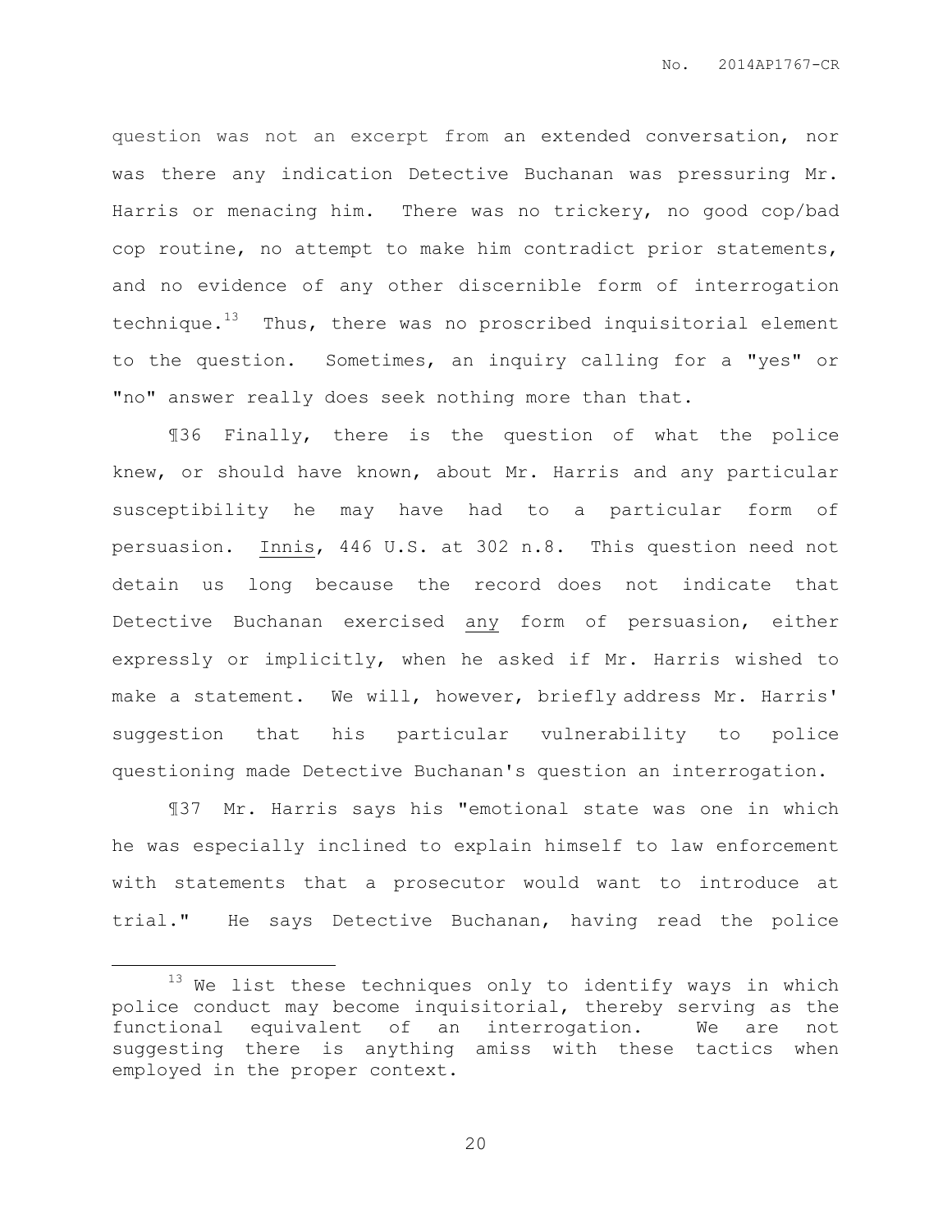question was not an excerpt from an extended conversation, nor was there any indication Detective Buchanan was pressuring Mr. Harris or menacing him. There was no trickery, no good cop/bad cop routine, no attempt to make him contradict prior statements, and no evidence of any other discernible form of interrogation technique.[13] Thus, there was no proscribed inquisitorial element to the question. Sometimes, an inquiry calling for a "yes" or "no" answer really does seek nothing more than that.

¶36 Finally, there is the question of what the police knew, or should have known, about Mr. Harris and any particular susceptibility he may have had to a particular form of persuasion. Innis, 446 U.S. at 302 n.8. This question need not detain us long because the record does not indicate that Detective Buchanan exercised any form of persuasion, either expressly or implicitly, when he asked if Mr. Harris wished to make a statement. We will, however, briefly address Mr. Harris' suggestion that his particular vulnerability to police questioning made Detective Buchanan's question an interrogation.

¶37 Mr. Harris says his "emotional state was one in which he was especially inclined to explain himself to law enforcement with statements that a prosecutor would want to introduce at trial." He says Detective Buchanan, having read the police

---

[13] We list these techniques only to identify ways in which police conduct may become inquisitorial, thereby serving as the functional equivalent of an interrogation. We are not suggesting there is anything amiss with these tactics when employed in the proper context.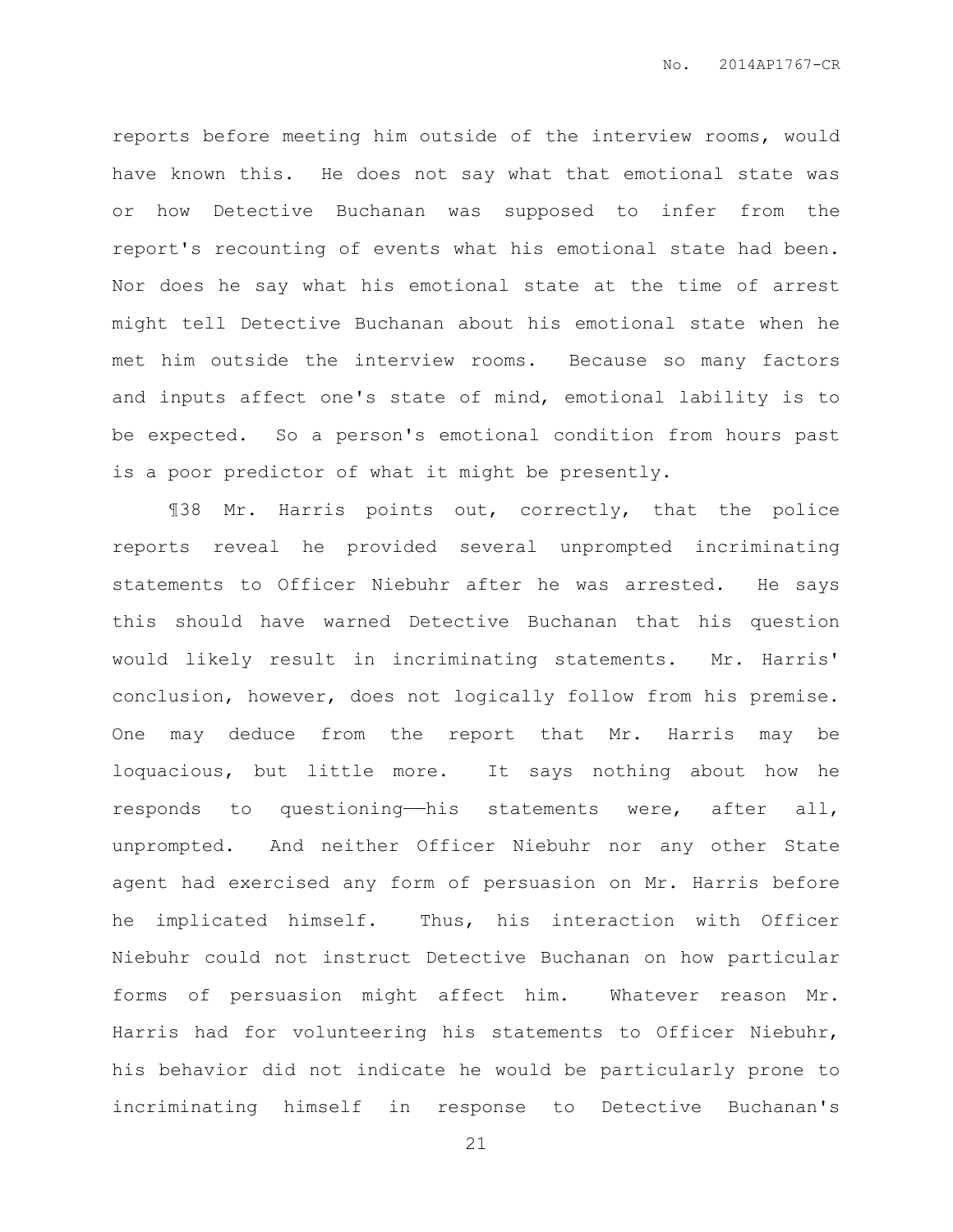reports before meeting him outside of the interview rooms, would have known this. He does not say what that emotional state was or how Detective Buchanan was supposed to infer from the report's recounting of events what his emotional state had been. Nor does he say what his emotional state at the time of arrest might tell Detective Buchanan about his emotional state when he met him outside the interview rooms. Because so many factors and inputs affect one's state of mind, emotional lability is to be expected. So a person's emotional condition from hours past is a poor predictor of what it might be presently.

¶38 Mr. Harris points out, correctly, that the police reports reveal he provided several unprompted incriminating statements to Officer Niebuhr after he was arrested. He says this should have warned Detective Buchanan that his question would likely result in incriminating statements. Mr. Harris' conclusion, however, does not logically follow from his premise. One may deduce from the report that Mr. Harris may be loquacious, but little more. It says nothing about how he responds to questioning——his statements were, after all, unprompted. And neither Officer Niebuhr nor any other State agent had exercised any form of persuasion on Mr. Harris before he implicated himself. Thus, his interaction with Officer Niebuhr could not instruct Detective Buchanan on how particular forms of persuasion might affect him. Whatever reason Mr. Harris had for volunteering his statements to Officer Niebuhr, his behavior did not indicate he would be particularly prone to incriminating himself in response to Detective Buchanan's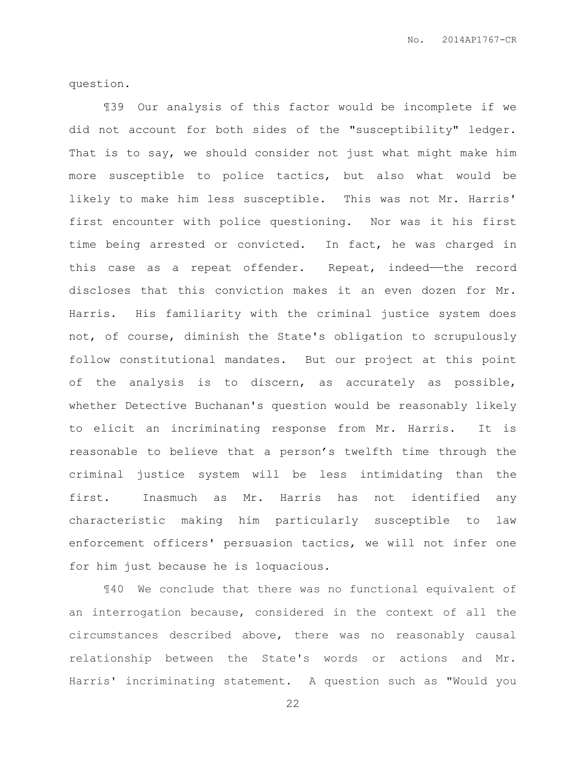question.

¶39 Our analysis of this factor would be incomplete if we did not account for both sides of the "susceptibility" ledger. That is to say, we should consider not just what might make him more susceptible to police tactics, but also what would be likely to make him less susceptible. This was not Mr. Harris' first encounter with police questioning. Nor was it his first time being arrested or convicted. In fact, he was charged in this case as a repeat offender. Repeat, indeed——the record discloses that this conviction makes it an even dozen for Mr. Harris. His familiarity with the criminal justice system does not, of course, diminish the State's obligation to scrupulously follow constitutional mandates. But our project at this point of the analysis is to discern, as accurately as possible, whether Detective Buchanan's question would be reasonably likely to elicit an incriminating response from Mr. Harris. It is reasonable to believe that a person's twelfth time through the criminal justice system will be less intimidating than the first. Inasmuch as Mr. Harris has not identified any characteristic making him particularly susceptible to law enforcement officers' persuasion tactics, we will not infer one for him just because he is loquacious.

¶40 We conclude that there was no functional equivalent of an interrogation because, considered in the context of all the circumstances described above, there was no reasonably causal relationship between the State's words or actions and Mr. Harris' incriminating statement. A question such as "Would you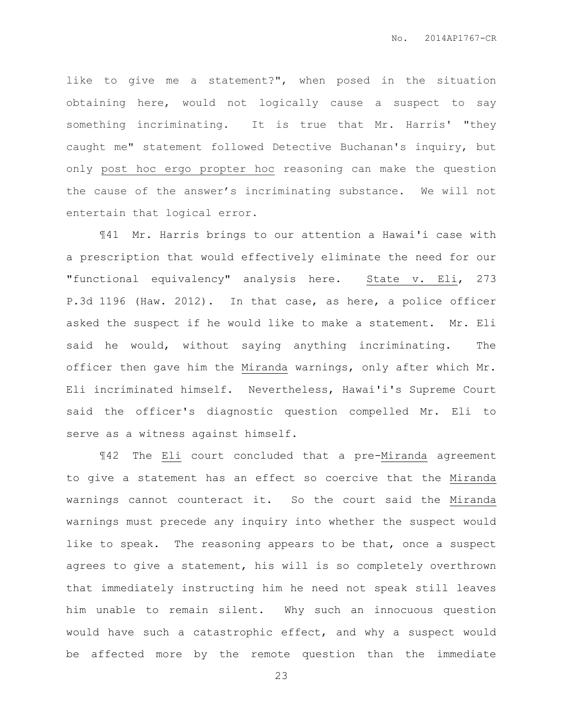like to give me a statement?", when posed in the situation obtaining here, would not logically cause a suspect to say something incriminating. It is true that Mr. Harris' "they caught me" statement followed Detective Buchanan's inquiry, but only post hoc ergo propter hoc reasoning can make the question the cause of the answer's incriminating substance. We will not entertain that logical error.

¶41 Mr. Harris brings to our attention a Hawai'i case with a prescription that would effectively eliminate the need for our "functional equivalency" analysis here. State v. Eli, 273 P.3d 1196 (Haw. 2012). In that case, as here, a police officer asked the suspect if he would like to make a statement. Mr. Eli said he would, without saying anything incriminating. The officer then gave him the Miranda warnings, only after which Mr. Eli incriminated himself. Nevertheless, Hawai'i's Supreme Court said the officer's diagnostic question compelled Mr. Eli to serve as a witness against himself.

¶42 The Eli court concluded that a pre-Miranda agreement to give a statement has an effect so coercive that the Miranda warnings cannot counteract it. So the court said the Miranda warnings must precede any inquiry into whether the suspect would like to speak. The reasoning appears to be that, once a suspect agrees to give a statement, his will is so completely overthrown that immediately instructing him he need not speak still leaves him unable to remain silent. Why such an innocuous question would have such a catastrophic effect, and why a suspect would be affected more by the remote question than the immediate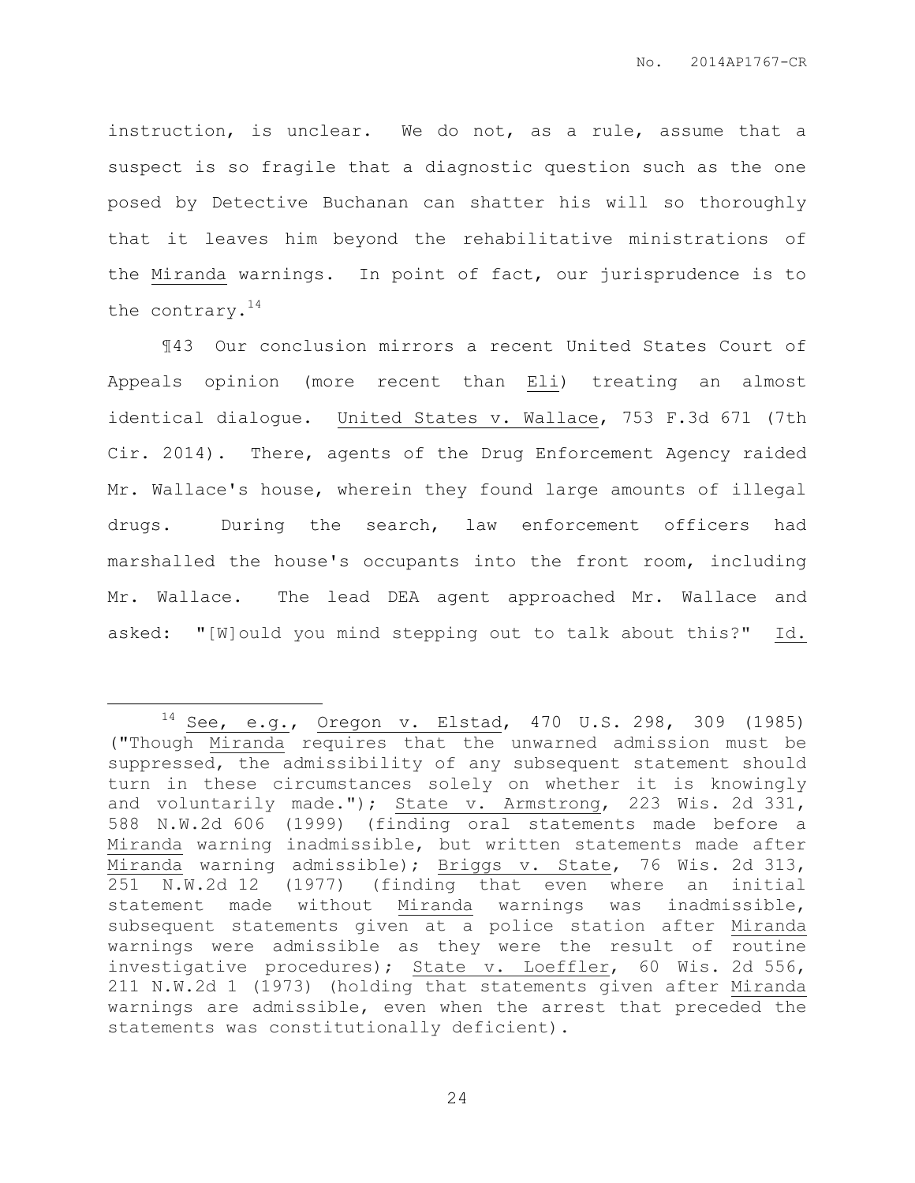instruction, is unclear. We do not, as a rule, assume that a suspect is so fragile that a diagnostic question such as the one posed by Detective Buchanan can shatter his will so thoroughly that it leaves him beyond the rehabilitative ministrations of the Miranda warnings. In point of fact, our jurisprudence is to the contrary.[14]

¶43 Our conclusion mirrors a recent United States Court of Appeals opinion (more recent than Eli) treating an almost identical dialogue. United States v. Wallace, 753 F.3d 671 (7th Cir. 2014). There, agents of the Drug Enforcement Agency raided Mr. Wallace's house, wherein they found large amounts of illegal drugs. During the search, law enforcement officers had marshalled the house's occupants into the front room, including Mr. Wallace. The lead DEA agent approached Mr. Wallace and asked: "[W]ould you mind stepping out to talk about this?" Id.

---

[14] See, e.g., Oregon v. Elstad, 470 U.S. 298, 309 (1985) ("Though Miranda requires that the unwarned admission must be suppressed, the admissibility of any subsequent statement should turn in these circumstances solely on whether it is knowingly and voluntarily made."); State v. Armstrong, 223 Wis. 2d 331, 588 N.W.2d 606 (1999) (finding oral statements made before a Miranda warning inadmissible, but written statements made after Miranda warning admissible); Briggs v. State, 76 Wis. 2d 313, 251 N.W.2d 12 (1977) (finding that even where an initial statement made without Miranda warnings was inadmissible, subsequent statements given at a police station after Miranda warnings were admissible as they were the result of routine investigative procedures); State v. Loeffler, 60 Wis. 2d 556, 211 N.W.2d 1 (1973) (holding that statements given after Miranda warnings are admissible, even when the arrest that preceded the statements was constitutionally deficient).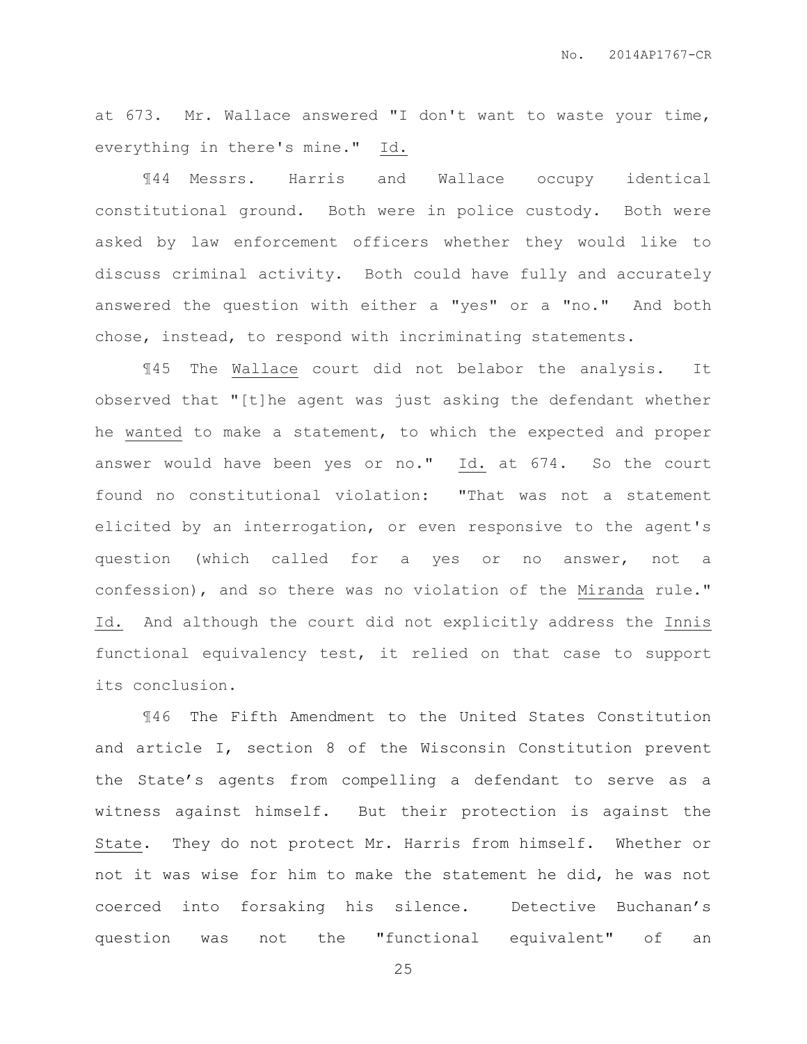at 673. Mr. Wallace answered "I don't want to waste your time, everything in there's mine." Id.

¶44 Messrs. Harris and Wallace occupy identical constitutional ground. Both were in police custody. Both were asked by law enforcement officers whether they would like to discuss criminal activity. Both could have fully and accurately answered the question with either a "yes" or a "no." And both chose, instead, to respond with incriminating statements.

¶45 The Wallace court did not belabor the analysis. It observed that "[t]he agent was just asking the defendant whether he wanted to make a statement, to which the expected and proper answer would have been yes or no." Id. at 674. So the court found no constitutional violation: "That was not a statement elicited by an interrogation, or even responsive to the agent's question (which called for a yes or no answer, not a confession), and so there was no violation of the Miranda rule." Id. And although the court did not explicitly address the Innis functional equivalency test, it relied on that case to support its conclusion.

¶46 The Fifth Amendment to the United States Constitution and article I, section 8 of the Wisconsin Constitution prevent the State's agents from compelling a defendant to serve as a witness against himself. But their protection is against the State. They do not protect Mr. Harris from himself. Whether or not it was wise for him to make the statement he did, he was not coerced into forsaking his silence. Detective Buchanan's question was not the "functional equivalent" of an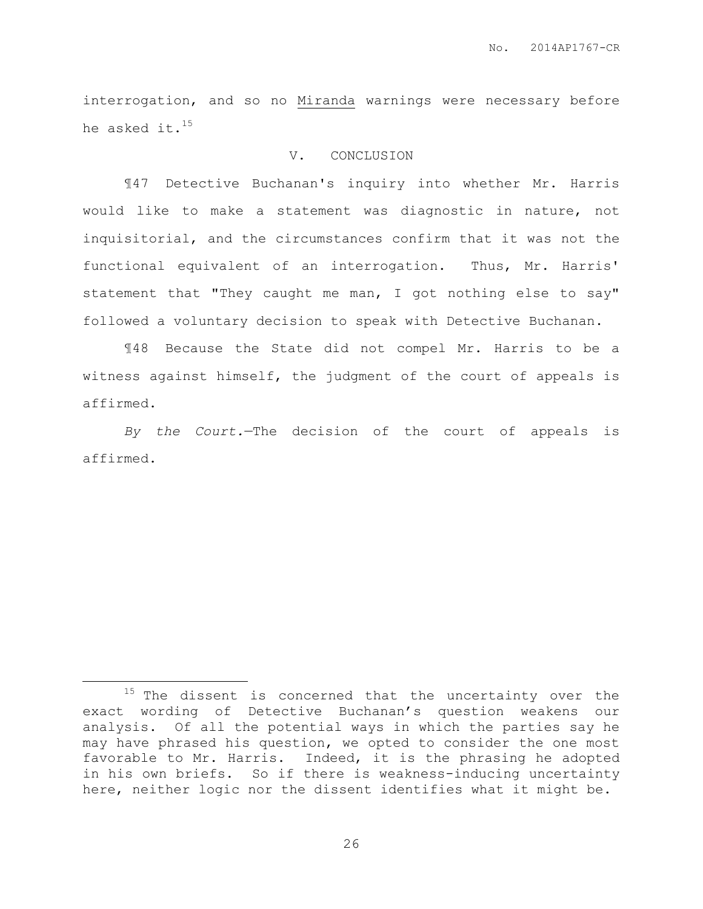interrogation, and so no Miranda warnings were necessary before he asked it.[15]

## V. CONCLUSION

¶47 Detective Buchanan's inquiry into whether Mr. Harris would like to make a statement was diagnostic in nature, not inquisitorial, and the circumstances confirm that it was not the functional equivalent of an interrogation. Thus, Mr. Harris' statement that "They caught me man, I got nothing else to say" followed a voluntary decision to speak with Detective Buchanan.

¶48 Because the State did not compel Mr. Harris to be a witness against himself, the judgment of the court of appeals is affirmed.

*By the Court.*—The decision of the court of appeals is affirmed.

---

[15] The dissent is concerned that the uncertainty over the exact wording of Detective Buchanan's question weakens our analysis. Of all the potential ways in which the parties say he may have phrased his question, we opted to consider the one most favorable to Mr. Harris. Indeed, it is the phrasing he adopted in his own briefs. So if there is weakness-inducing uncertainty here, neither logic nor the dissent identifies what it might be.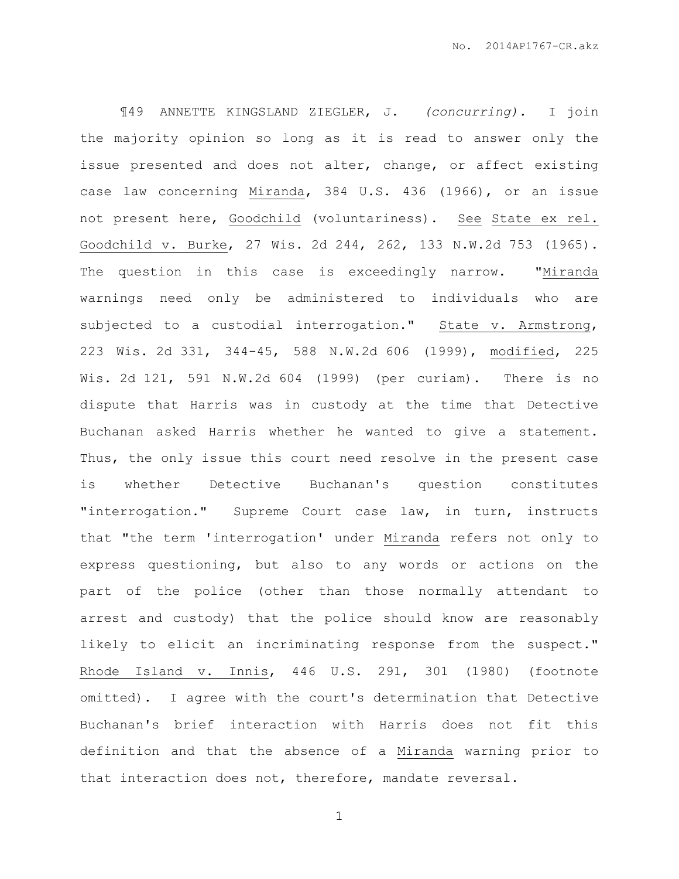¶49 ANNETTE KINGSLAND ZIEGLER, J. *(concurring).* I join the majority opinion so long as it is read to answer only the issue presented and does not alter, change, or affect existing case law concerning Miranda, 384 U.S. 436 (1966), or an issue not present here, Goodchild (voluntariness). See State ex rel. Goodchild v. Burke, 27 Wis. 2d 244, 262, 133 N.W.2d 753 (1965). The question in this case is exceedingly narrow. "Miranda warnings need only be administered to individuals who are subjected to a custodial interrogation." State v. Armstrong, 223 Wis. 2d 331, 344-45, 588 N.W.2d 606 (1999), modified, 225 Wis. 2d 121, 591 N.W.2d 604 (1999) (per curiam). There is no dispute that Harris was in custody at the time that Detective Buchanan asked Harris whether he wanted to give a statement. Thus, the only issue this court need resolve in the present case is whether Detective Buchanan's question constitutes "interrogation." Supreme Court case law, in turn, instructs that "the term 'interrogation' under Miranda refers not only to express questioning, but also to any words or actions on the part of the police (other than those normally attendant to arrest and custody) that the police should know are reasonably likely to elicit an incriminating response from the suspect." Rhode Island v. Innis, 446 U.S. 291, 301 (1980) (footnote omitted). I agree with the court's determination that Detective Buchanan's brief interaction with Harris does not fit this definition and that the absence of a Miranda warning prior to that interaction does not, therefore, mandate reversal.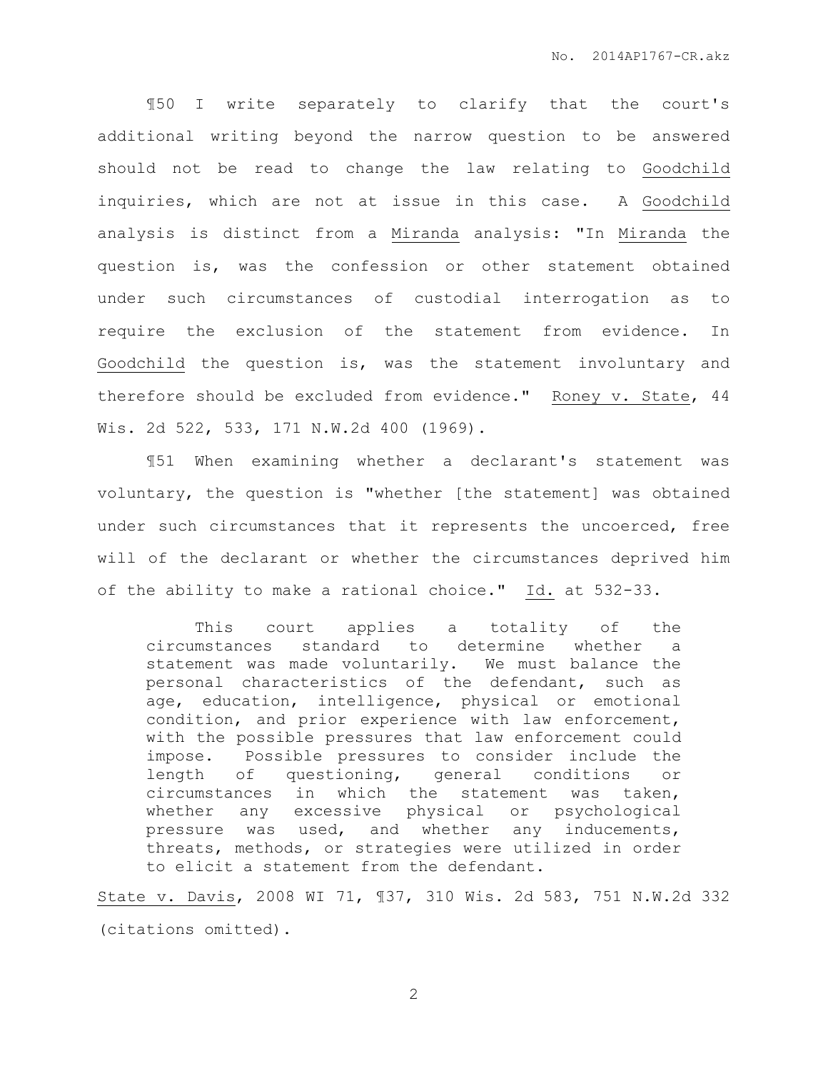¶50 I write separately to clarify that the court's additional writing beyond the narrow question to be answered should not be read to change the law relating to Goodchild inquiries, which are not at issue in this case. A Goodchild analysis is distinct from a Miranda analysis: "In Miranda the question is, was the confession or other statement obtained under such circumstances of custodial interrogation as to require the exclusion of the statement from evidence. In Goodchild the question is, was the statement involuntary and therefore should be excluded from evidence." Roney v. State, 44 Wis. 2d 522, 533, 171 N.W.2d 400 (1969).

¶51 When examining whether a declarant's statement was voluntary, the question is "whether [the statement] was obtained under such circumstances that it represents the uncoerced, free will of the declarant or whether the circumstances deprived him of the ability to make a rational choice." Id. at 532-33.

> This court applies a totality of the circumstances standard to determine whether a statement was made voluntarily. We must balance the personal characteristics of the defendant, such as age, education, intelligence, physical or emotional condition, and prior experience with law enforcement, with the possible pressures that law enforcement could impose. Possible pressures to consider include the length of questioning, general conditions or circumstances in which the statement was taken, whether any excessive physical or psychological pressure was used, and whether any inducements, threats, methods, or strategies were utilized in order to elicit a statement from the defendant.

State v. Davis, 2008 WI 71, ¶37, 310 Wis. 2d 583, 751 N.W.2d 332 (citations omitted).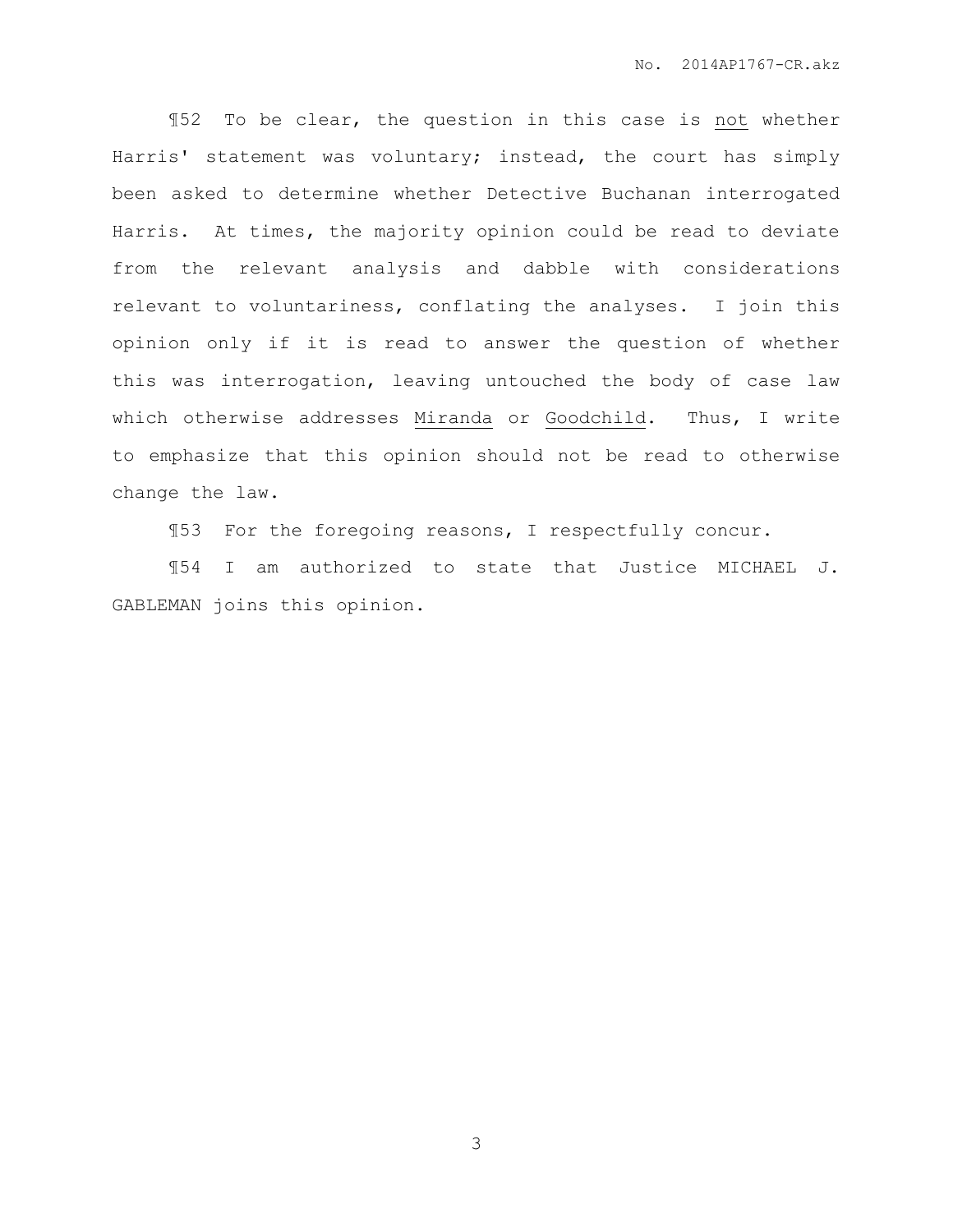¶52 To be clear, the question in this case is <u>not</u> whether Harris' statement was voluntary; instead, the court has simply been asked to determine whether Detective Buchanan interrogated Harris. At times, the majority opinion could be read to deviate from the relevant analysis and dabble with considerations relevant to voluntariness, conflating the analyses. I join this opinion only if it is read to answer the question of whether this was interrogation, leaving untouched the body of case law which otherwise addresses <u>Miranda</u> or <u>Goodchild</u>. Thus, I write to emphasize that this opinion should not be read to otherwise change the law.

¶53 For the foregoing reasons, I respectfully concur.

¶54 I am authorized to state that Justice MICHAEL J. GABLEMAN joins this opinion.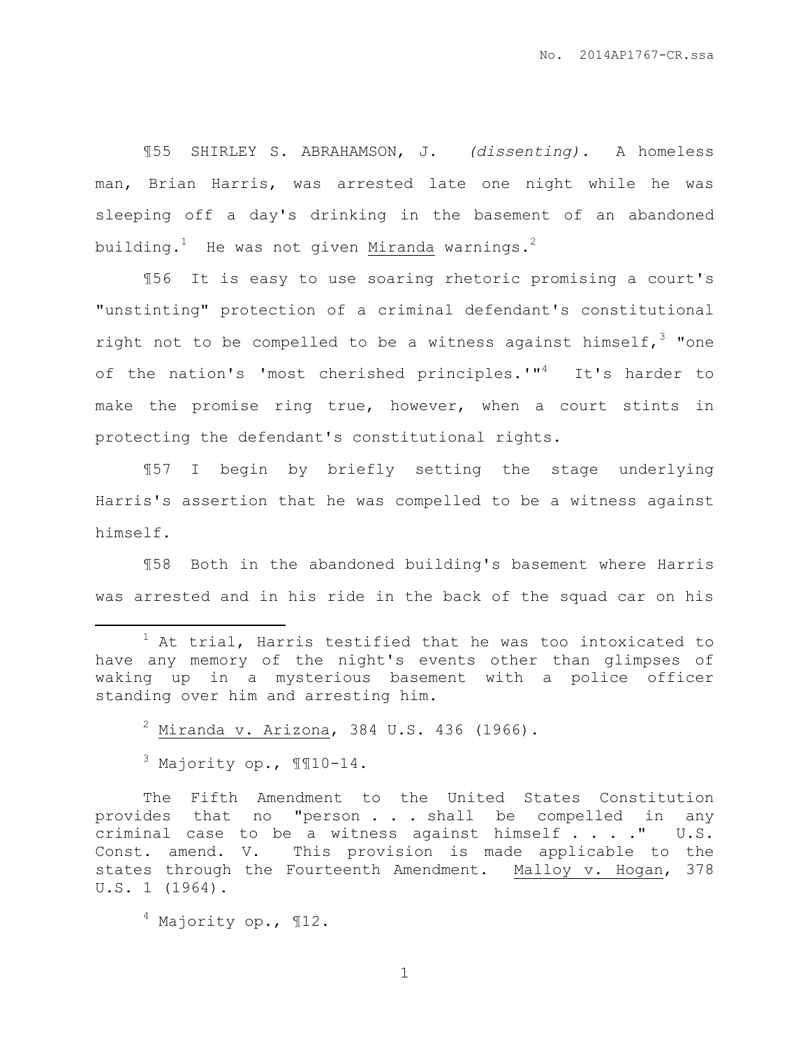¶55 SHIRLEY S. ABRAHAMSON, J. *(dissenting).* A homeless man, Brian Harris, was arrested late one night while he was sleeping off a day's drinking in the basement of an abandoned building.[1] He was not given Miranda warnings.[2]

¶56 It is easy to use soaring rhetoric promising a court's "unstinting" protection of a criminal defendant's constitutional right not to be compelled to be a witness against himself,[3] "one of the nation's 'most cherished principles.'"[4] It's harder to make the promise ring true, however, when a court stints in protecting the defendant's constitutional rights.

¶57 I begin by briefly setting the stage underlying Harris's assertion that he was compelled to be a witness against himself.

¶58 Both in the abandoned building's basement where Harris was arrested and in his ride in the back of the squad car on his

---

[1] At trial, Harris testified that he was too intoxicated to have any memory of the night's events other than glimpses of waking up in a mysterious basement with a police officer standing over him and arresting him.

[2] Miranda v. Arizona, 384 U.S. 436 (1966).

[3] Majority op., ¶¶10-14.

The Fifth Amendment to the United States Constitution provides that no "person . . . shall be compelled in any criminal case to be a witness against himself . . . ." U.S. Const. amend. V. This provision is made applicable to the states through the Fourteenth Amendment. Malloy v. Hogan, 378 U.S. 1 (1964).

[4] Majority op., ¶12.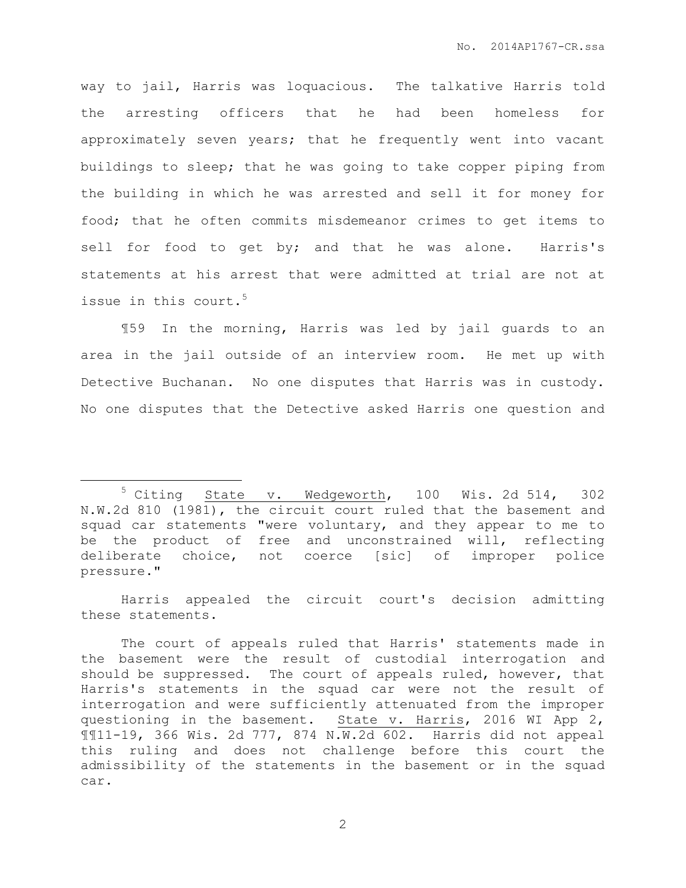way to jail, Harris was loquacious. The talkative Harris told the arresting officers that he had been homeless for approximately seven years; that he frequently went into vacant buildings to sleep; that he was going to take copper piping from the building in which he was arrested and sell it for money for food; that he often commits misdemeanor crimes to get items to sell for food to get by; and that he was alone. Harris's statements at his arrest that were admitted at trial are not at issue in this court.[5]

¶59 In the morning, Harris was led by jail guards to an area in the jail outside of an interview room. He met up with Detective Buchanan. No one disputes that Harris was in custody. No one disputes that the Detective asked Harris one question and

---

[5] Citing State v. Wedgeworth, 100 Wis. 2d 514, 302 N.W.2d 810 (1981), the circuit court ruled that the basement and squad car statements "were voluntary, and they appear to me to be the product of free and unconstrained will, reflecting deliberate choice, not coerce [sic] of improper police pressure."

Harris appealed the circuit court's decision admitting these statements.

The court of appeals ruled that Harris' statements made in the basement were the result of custodial interrogation and should be suppressed. The court of appeals ruled, however, that Harris's statements in the squad car were not the result of interrogation and were sufficiently attenuated from the improper questioning in the basement. State v. Harris, 2016 WI App 2, ¶¶11-19, 366 Wis. 2d 777, 874 N.W.2d 602. Harris did not appeal this ruling and does not challenge before this court the admissibility of the statements in the basement or in the squad car.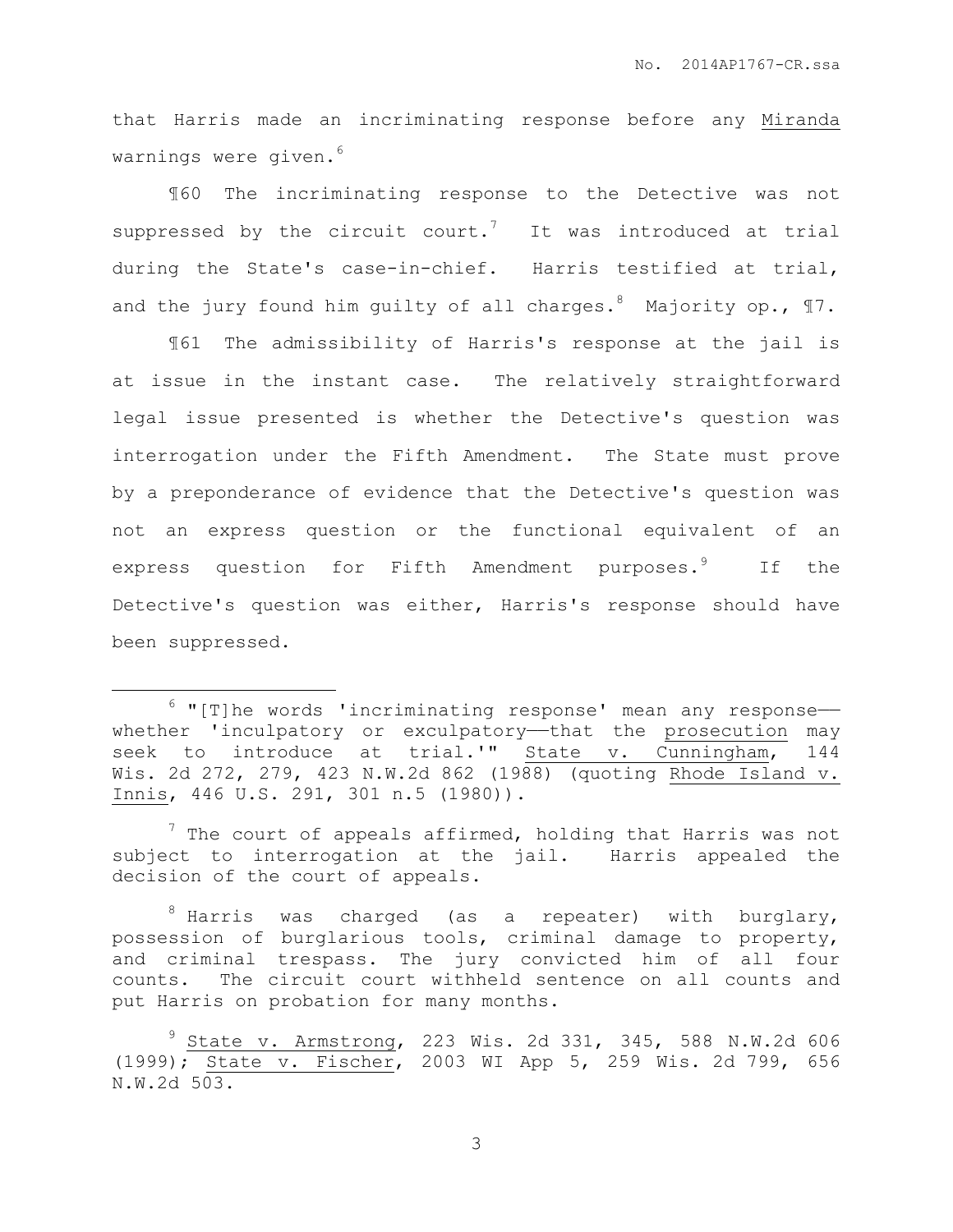that Harris made an incriminating response before any Miranda warnings were given.[6]

¶60 The incriminating response to the Detective was not suppressed by the circuit court.[7] It was introduced at trial during the State's case-in-chief. Harris testified at trial, and the jury found him guilty of all charges.[8] Majority op., ¶7.

¶61 The admissibility of Harris's response at the jail is at issue in the instant case. The relatively straightforward legal issue presented is whether the Detective's question was interrogation under the Fifth Amendment. The State must prove by a preponderance of evidence that the Detective's question was not an express question or the functional equivalent of an express question for Fifth Amendment purposes.[9] If the Detective's question was either, Harris's response should have been suppressed.

---

[6] "[T]he words 'incriminating response' mean any response——whether 'inculpatory or exculpatory——that the prosecution may seek to introduce at trial.'" State v. Cunningham, 144 Wis. 2d 272, 279, 423 N.W.2d 862 (1988) (quoting Rhode Island v. Innis, 446 U.S. 291, 301 n.5 (1980)).

[7] The court of appeals affirmed, holding that Harris was not subject to interrogation at the jail. Harris appealed the decision of the court of appeals.

[8] Harris was charged (as a repeater) with burglary, possession of burglarious tools, criminal damage to property, and criminal trespass. The jury convicted him of all four counts. The circuit court withheld sentence on all counts and put Harris on probation for many months.

[9] State v. Armstrong, 223 Wis. 2d 331, 345, 588 N.W.2d 606 (1999); State v. Fischer, 2003 WI App 5, 259 Wis. 2d 799, 656 N.W.2d 503.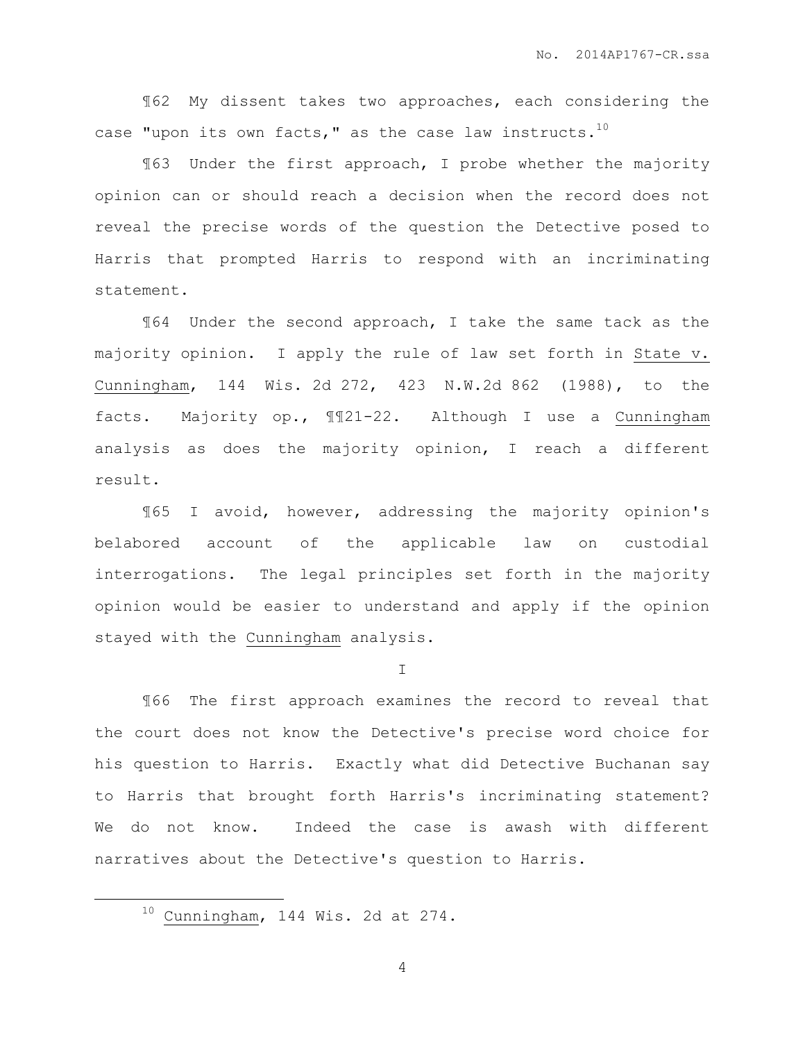¶62 My dissent takes two approaches, each considering the case "upon its own facts," as the case law instructs.[10]

¶63 Under the first approach, I probe whether the majority opinion can or should reach a decision when the record does not reveal the precise words of the question the Detective posed to Harris that prompted Harris to respond with an incriminating statement.

¶64 Under the second approach, I take the same tack as the majority opinion. I apply the rule of law set forth in State v. Cunningham, 144 Wis. 2d 272, 423 N.W.2d 862 (1988), to the facts. Majority op., ¶¶21-22. Although I use a Cunningham analysis as does the majority opinion, I reach a different result.

¶65 I avoid, however, addressing the majority opinion's belabored account of the applicable law on custodial interrogations. The legal principles set forth in the majority opinion would be easier to understand and apply if the opinion stayed with the Cunningham analysis.

I

¶66 The first approach examines the record to reveal that the court does not know the Detective's precise word choice for his question to Harris. Exactly what did Detective Buchanan say to Harris that brought forth Harris's incriminating statement? We do not know. Indeed the case is awash with different narratives about the Detective's question to Harris.

---

[10] Cunningham, 144 Wis. 2d at 274.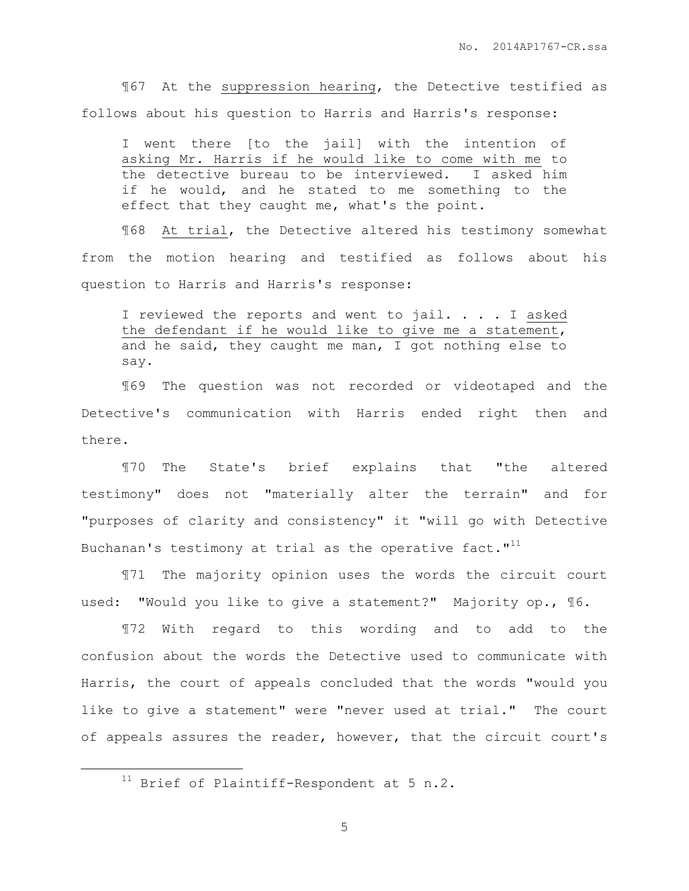¶67 At the suppression hearing, the Detective testified as follows about his question to Harris and Harris's response:

> I went there [to the jail] with the intention of asking Mr. Harris if he would like to come with me to the detective bureau to be interviewed. I asked him if he would, and he stated to me something to the effect that they caught me, what's the point.

¶68 At trial, the Detective altered his testimony somewhat from the motion hearing and testified as follows about his question to Harris and Harris's response:

> I reviewed the reports and went to jail. . . . I asked the defendant if he would like to give me a statement, and he said, they caught me man, I got nothing else to say.

¶69 The question was not recorded or videotaped and the Detective's communication with Harris ended right then and there.

¶70 The State's brief explains that "the altered testimony" does not "materially alter the terrain" and for "purposes of clarity and consistency" it "will go with Detective Buchanan's testimony at trial as the operative fact."[11]

¶71 The majority opinion uses the words the circuit court used: "Would you like to give a statement?" Majority op., ¶6.

¶72 With regard to this wording and to add to the confusion about the words the Detective used to communicate with Harris, the court of appeals concluded that the words "would you like to give a statement" were "never used at trial." The court of appeals assures the reader, however, that the circuit court's

[11] Brief of Plaintiff-Respondent at 5 n.2.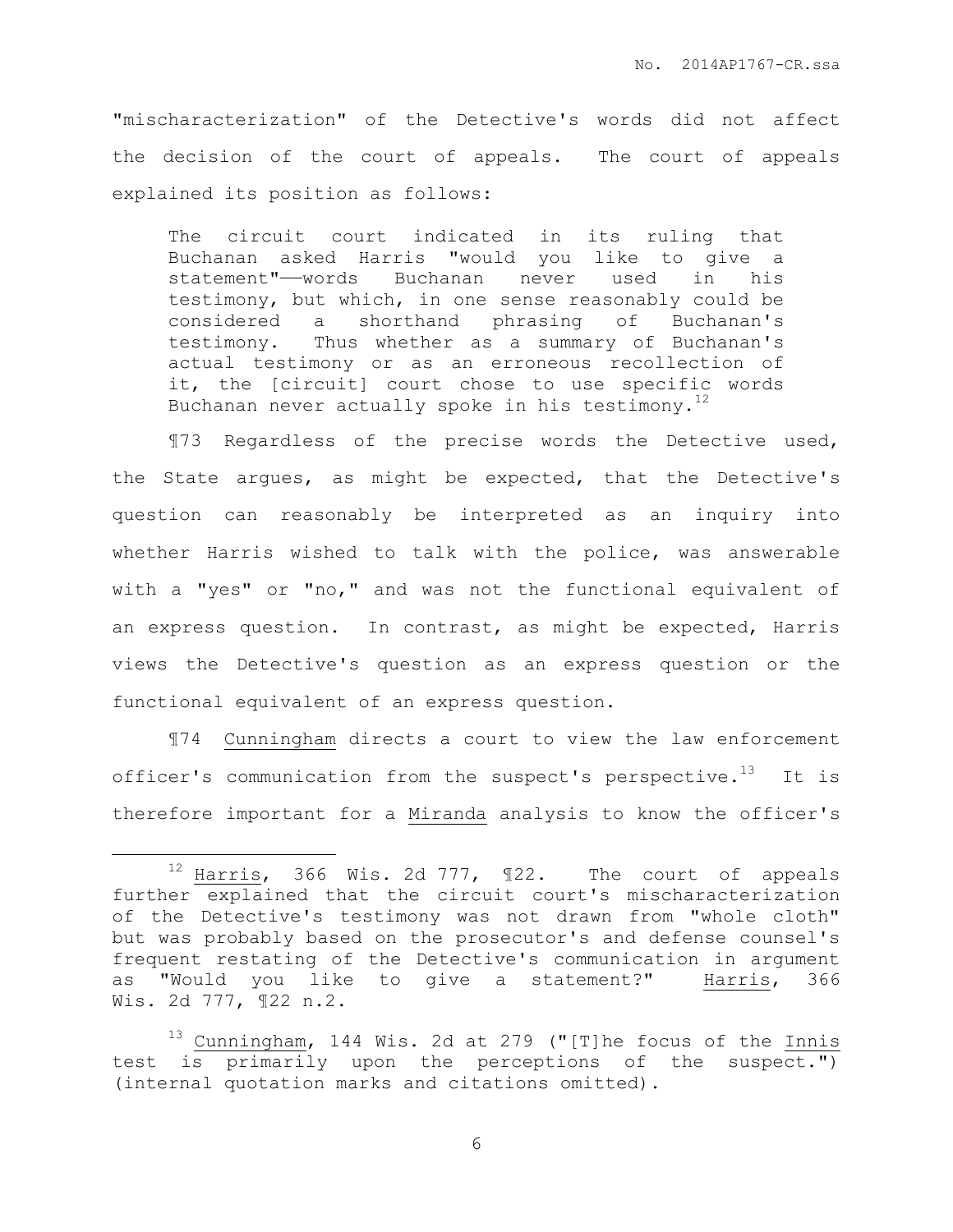"mischaracterization" of the Detective's words did not affect the decision of the court of appeals. The court of appeals explained its position as follows:

> The circuit court indicated in its ruling that Buchanan asked Harris "would you like to give a statement"——words Buchanan never used in his testimony, but which, in one sense reasonably could be considered a shorthand phrasing of Buchanan's testimony. Thus whether as a summary of Buchanan's actual testimony or as an erroneous recollection of it, the [circuit] court chose to use specific words Buchanan never actually spoke in his testimony.[12]

¶73 Regardless of the precise words the Detective used, the State argues, as might be expected, that the Detective's question can reasonably be interpreted as an inquiry into whether Harris wished to talk with the police, was answerable with a "yes" or "no," and was not the functional equivalent of an express question. In contrast, as might be expected, Harris views the Detective's question as an express question or the functional equivalent of an express question.

¶74 Cunningham directs a court to view the law enforcement officer's communication from the suspect's perspective.[13] It is therefore important for a Miranda analysis to know the officer's

---

[12] Harris, 366 Wis. 2d 777, ¶22. The court of appeals further explained that the circuit court's mischaracterization of the Detective's testimony was not drawn from "whole cloth" but was probably based on the prosecutor's and defense counsel's frequent restating of the Detective's communication in argument as "Would you like to give a statement?" Harris, 366 Wis. 2d 777, ¶22 n.2.

[13] Cunningham, 144 Wis. 2d at 279 ("[T]he focus of the Innis test is primarily upon the perceptions of the suspect.") (internal quotation marks and citations omitted).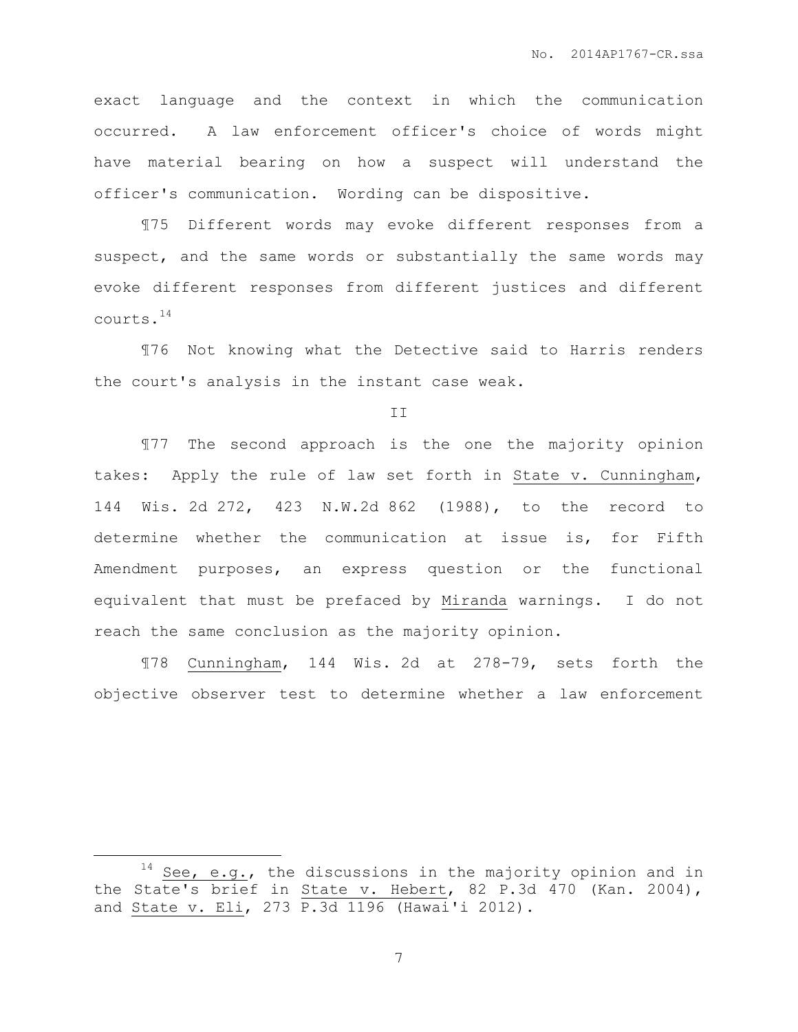exact language and the context in which the communication occurred. A law enforcement officer's choice of words might have material bearing on how a suspect will understand the officer's communication. Wording can be dispositive.

¶75 Different words may evoke different responses from a suspect, and the same words or substantially the same words may evoke different responses from different justices and different courts.[14]

¶76 Not knowing what the Detective said to Harris renders the court's analysis in the instant case weak.

II

¶77 The second approach is the one the majority opinion takes: Apply the rule of law set forth in State v. Cunningham, 144 Wis. 2d 272, 423 N.W.2d 862 (1988), to the record to determine whether the communication at issue is, for Fifth Amendment purposes, an express question or the functional equivalent that must be prefaced by Miranda warnings. I do not reach the same conclusion as the majority opinion.

¶78 Cunningham, 144 Wis. 2d at 278-79, sets forth the objective observer test to determine whether a law enforcement

---

[14] See, e.g., the discussions in the majority opinion and in the State's brief in State v. Hebert, 82 P.3d 470 (Kan. 2004), and State v. Eli, 273 P.3d 1196 (Hawai'i 2012).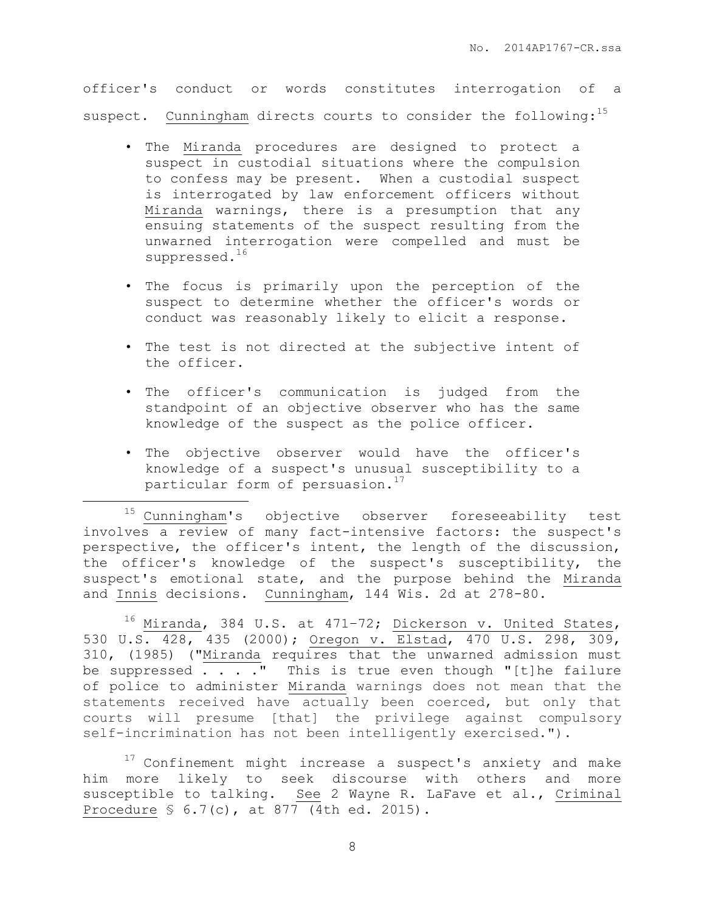officer's conduct or words constitutes interrogation of a suspect. Cunningham directs courts to consider the following:[15]

- The Miranda procedures are designed to protect a suspect in custodial situations where the compulsion to confess may be present. When a custodial suspect is interrogated by law enforcement officers without Miranda warnings, there is a presumption that any ensuing statements of the suspect resulting from the unwarned interrogation were compelled and must be suppressed.[16]

- The focus is primarily upon the perception of the suspect to determine whether the officer's words or conduct was reasonably likely to elicit a response.

- The test is not directed at the subjective intent of the officer.

- The officer's communication is judged from the standpoint of an objective observer who has the same knowledge of the suspect as the police officer.

- The objective observer would have the officer's knowledge of a suspect's unusual susceptibility to a particular form of persuasion.[17]

---

[15] Cunningham's objective observer foreseeability test involves a review of many fact-intensive factors: the suspect's perspective, the officer's intent, the length of the discussion, the officer's knowledge of the suspect's susceptibility, the suspect's emotional state, and the purpose behind the Miranda and Innis decisions. Cunningham, 144 Wis. 2d at 278-80.

[16] Miranda, 384 U.S. at 471–72; Dickerson v. United States, 530 U.S. 428, 435 (2000); Oregon v. Elstad, 470 U.S. 298, 309, 310, (1985) ("Miranda requires that the unwarned admission must be suppressed . . . ." This is true even though "[t]he failure of police to administer Miranda warnings does not mean that the statements received have actually been coerced, but only that courts will presume [that] the privilege against compulsory self-incrimination has not been intelligently exercised.").

[17] Confinement might increase a suspect's anxiety and make him more likely to seek discourse with others and more susceptible to talking. See 2 Wayne R. LaFave et al., Criminal Procedure § 6.7(c), at 877 (4th ed. 2015).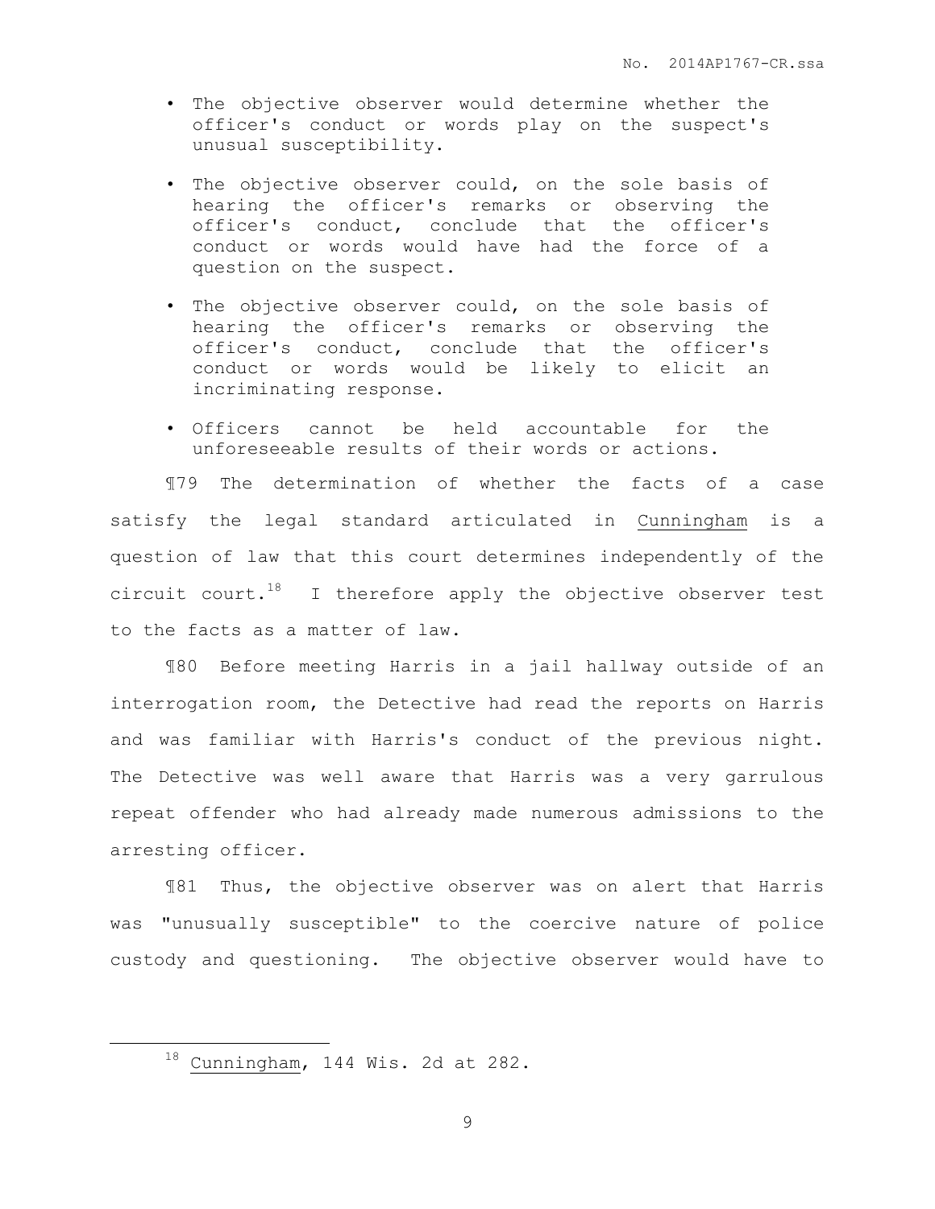- The objective observer would determine whether the officer's conduct or words play on the suspect's unusual susceptibility.
- The objective observer could, on the sole basis of hearing the officer's remarks or observing the officer's conduct, conclude that the officer's conduct or words would have had the force of a question on the suspect.
- The objective observer could, on the sole basis of hearing the officer's remarks or observing the officer's conduct, conclude that the officer's conduct or words would be likely to elicit an incriminating response.
- Officers cannot be held accountable for the unforeseeable results of their words or actions.

¶79 The determination of whether the facts of a case satisfy the legal standard articulated in Cunningham is a question of law that this court determines independently of the circuit court.[18] I therefore apply the objective observer test to the facts as a matter of law.

¶80 Before meeting Harris in a jail hallway outside of an interrogation room, the Detective had read the reports on Harris and was familiar with Harris's conduct of the previous night. The Detective was well aware that Harris was a very garrulous repeat offender who had already made numerous admissions to the arresting officer.

¶81 Thus, the objective observer was on alert that Harris was "unusually susceptible" to the coercive nature of police custody and questioning. The objective observer would have to

---

[18] Cunningham, 144 Wis. 2d at 282.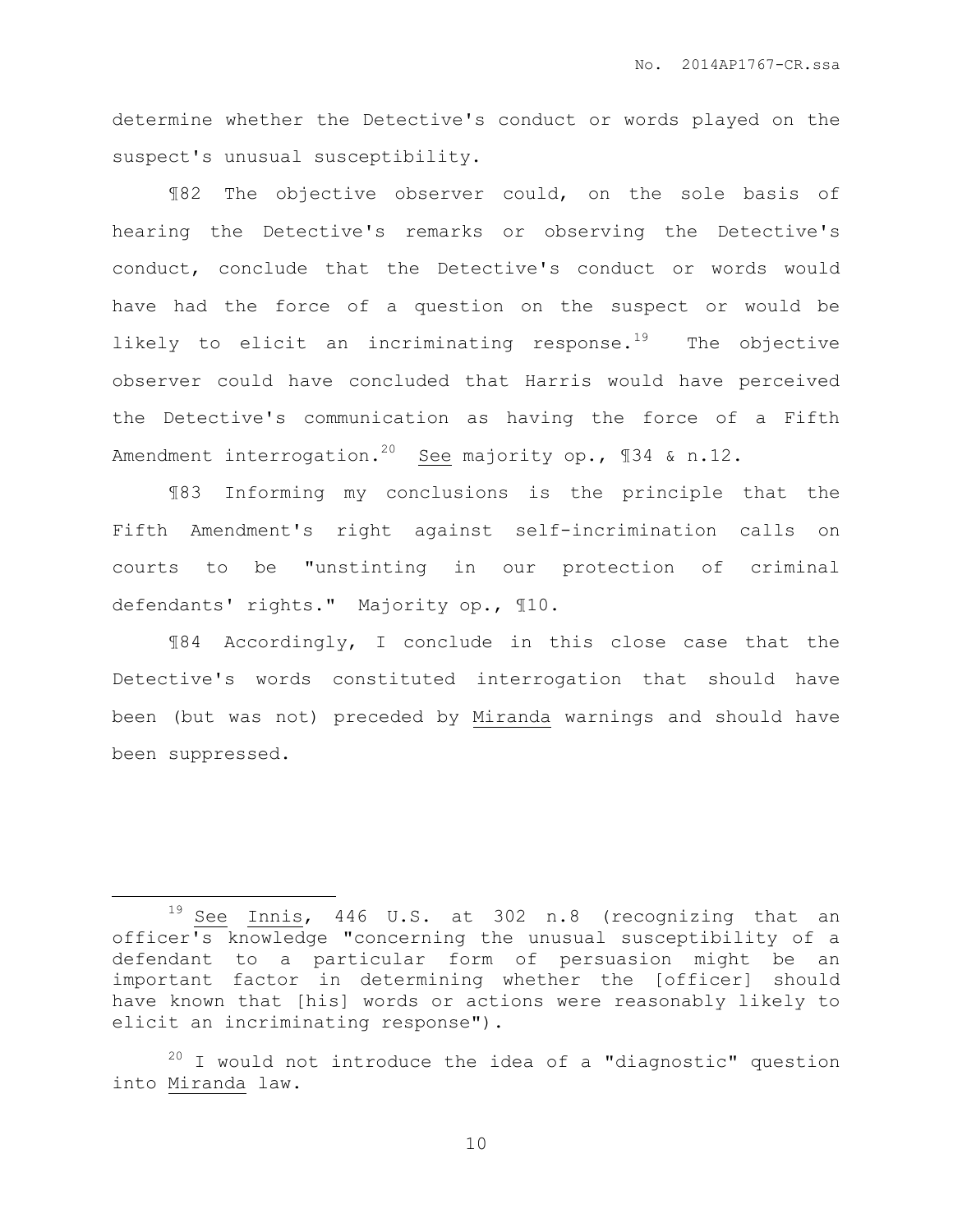determine whether the Detective's conduct or words played on the suspect's unusual susceptibility.

¶82 The objective observer could, on the sole basis of hearing the Detective's remarks or observing the Detective's conduct, conclude that the Detective's conduct or words would have had the force of a question on the suspect or would be likely to elicit an incriminating response.[19] The objective observer could have concluded that Harris would have perceived the Detective's communication as having the force of a Fifth Amendment interrogation.[20] See majority op., ¶34 & n.12.

¶83 Informing my conclusions is the principle that the Fifth Amendment's right against self-incrimination calls on courts to be "unstinting in our protection of criminal defendants' rights." Majority op., ¶10.

¶84 Accordingly, I conclude in this close case that the Detective's words constituted interrogation that should have been (but was not) preceded by Miranda warnings and should have been suppressed.

---

[19] See Innis, 446 U.S. at 302 n.8 (recognizing that an officer's knowledge "concerning the unusual susceptibility of a defendant to a particular form of persuasion might be an important factor in determining whether the [officer] should have known that [his] words or actions were reasonably likely to elicit an incriminating response").

[20] I would not introduce the idea of a "diagnostic" question into Miranda law.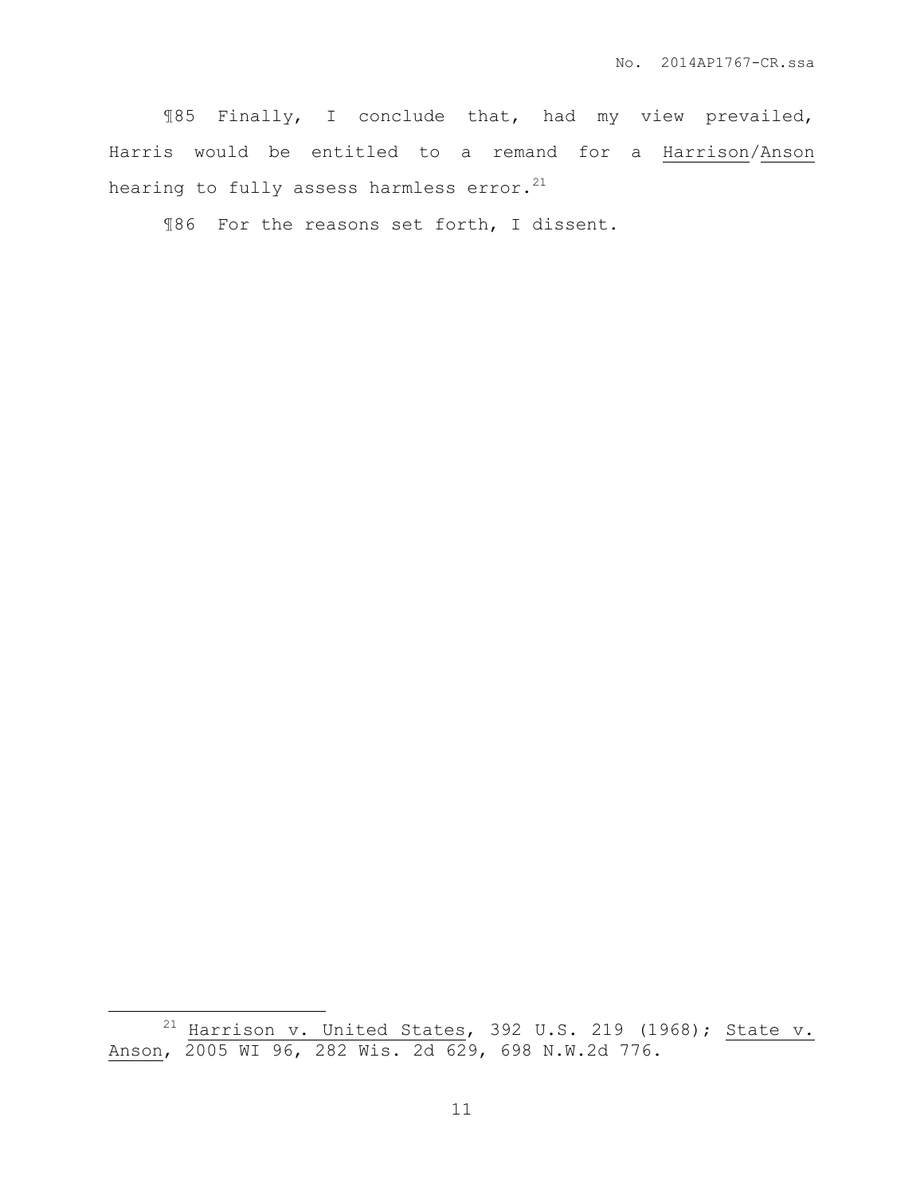¶85 Finally, I conclude that, had my view prevailed, Harris would be entitled to a remand for a Harrison/Anson hearing to fully assess harmless error.[21]

¶86 For the reasons set forth, I dissent.

---

[21] Harrison v. United States, 392 U.S. 219 (1968); State v. Anson, 2005 WI 96, 282 Wis. 2d 629, 698 N.W.2d 776.